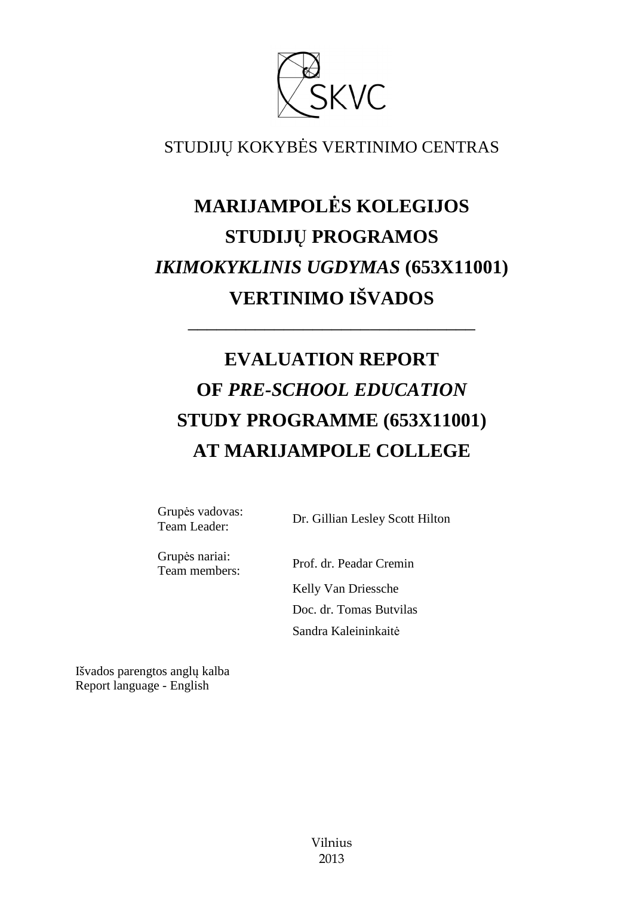SKVC

STUDIJŲ KOKYBĖS VERTINIMO CENTRAS

# MARIJAMPOLĖS KOLEGIJOS STUDIJŲ PROGRAMOS *IKIMOKYKLINIS UGDYMAS* (653X11001) VERTINIMO IŠVADOS

---

# EVALUATION REPORT OF *PRE-SCHOOL EDUCATION* STUDY PROGRAMME (653X11001) AT MARIJAMPOLE COLLEGE

| | |
|---|---|
| Grupės vadovas:<br>Team Leader: | Dr. Gillian Lesley Scott Hilton |
| Grupės nariai:<br>Team members: | Prof. dr. Peadar Cremin |
| | Kelly Van Driessche |
| | Doc. dr. Tomas Butvilas |
| | Sandra Kaleininkaitė |

Išvados parengtos anglų kalba
Report language - English

Vilnius
2013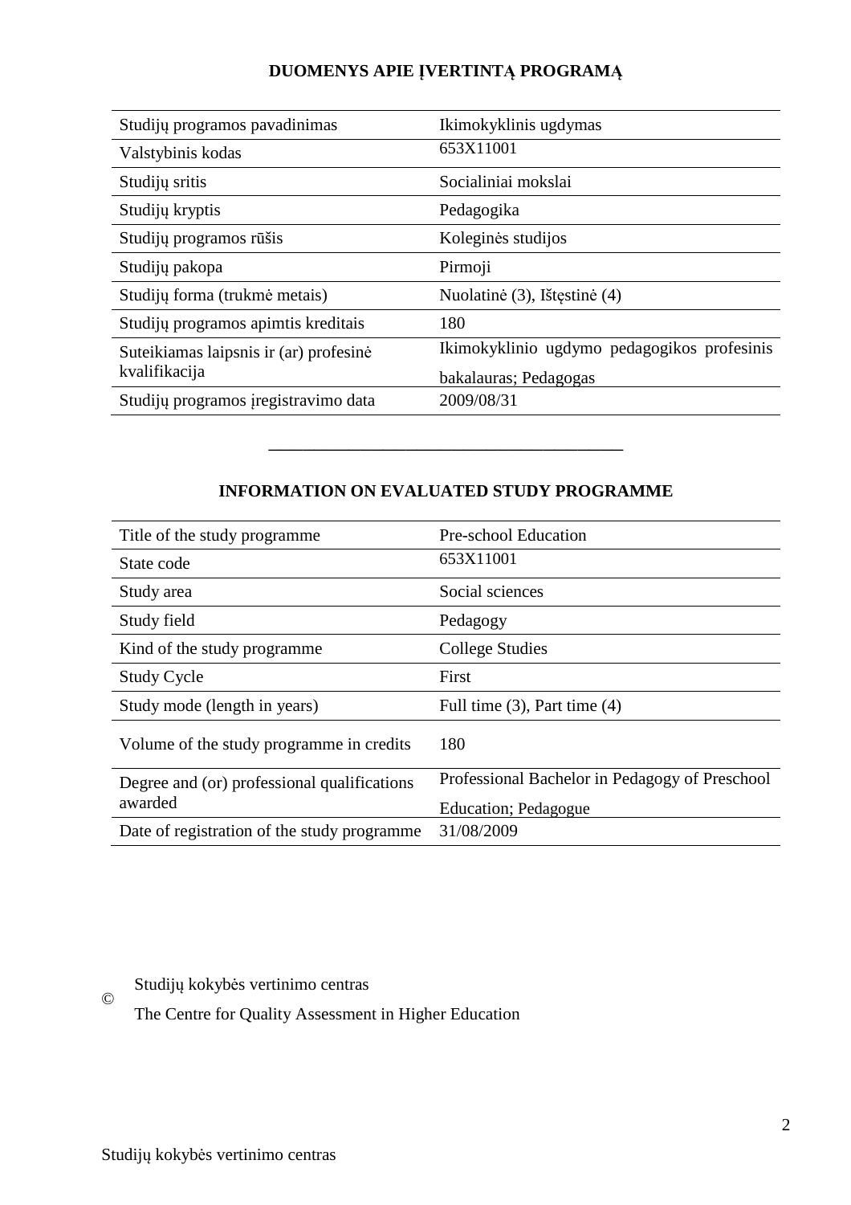## DUOMENYS APIE ĮVERTINTĄ PROGRAMĄ

| | |
|---|---|
| Studijų programos pavadinimas | Ikimokyklinis ugdymas |
| Valstybinis kodas | 653X11001 |
| Studijų sritis | Socialiniai mokslai |
| Studijų kryptis | Pedagogika |
| Studijų programos rūšis | Koleginės studijos |
| Studijų pakopa | Pirmoji |
| Studijų forma (trukmė metais) | Nuolatinė (3), Ištęstinė (4) |
| Studijų programos apimtis kreditais | 180 |
| Suteikiamas laipsnis ir (ar) profesinė kvalifikacija | Ikimokyklinio ugdymo pedagogikos profesinis bakalauras; Pedagogas |
| Studijų programos įregistravimo data | 2009/08/31 |

---

## INFORMATION ON EVALUATED STUDY PROGRAMME

| | |
|---|---|
| Title of the study programme | Pre-school Education |
| State code | 653X11001 |
| Study area | Social sciences |
| Study field | Pedagogy |
| Kind of the study programme | College Studies |
| Study Cycle | First |
| Study mode (length in years) | Full time (3), Part time (4) |
| Volume of the study programme in credits | 180 |
| Degree and (or) professional qualifications awarded | Professional Bachelor in Pedagogy of Preschool Education; Pedagogue |
| Date of registration of the study programme | 31/08/2009 |

© Studijų kokybės vertinimo centras

The Centre for Quality Assessment in Higher Education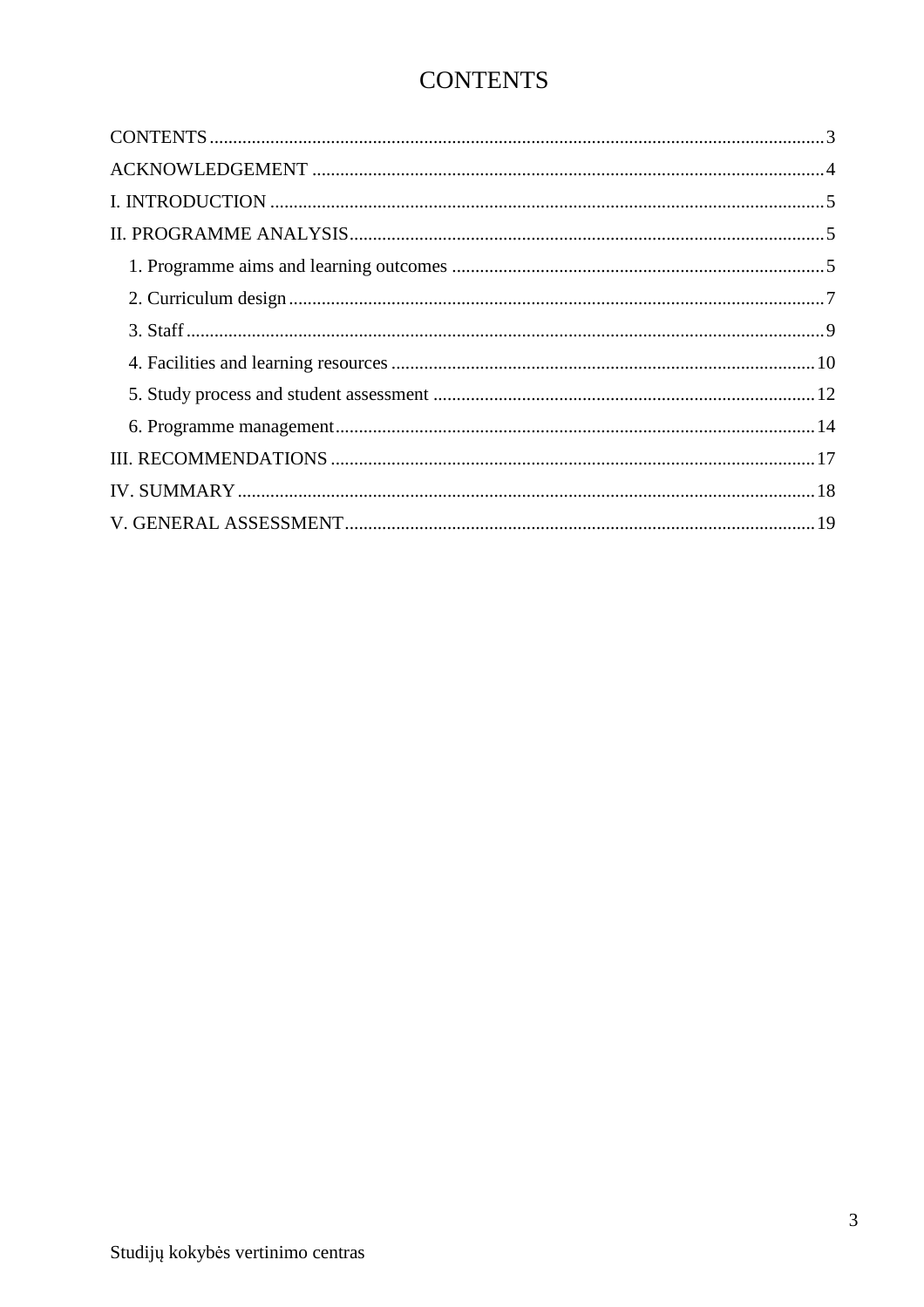# CONTENTS

CONTENTS ..................................................................................................................................3
ACKNOWLEDGEMENT ..............................................................................................................4
I. INTRODUCTION ......................................................................................................................5
II. PROGRAMME ANALYSIS......................................................................................................5
   1. Programme aims and learning outcomes ................................................................................5
   2. Curriculum design ...................................................................................................................7
   3. Staff .........................................................................................................................................9
   4. Facilities and learning resources ............................................................................................10
   5. Study process and student assessment ..................................................................................12
   6. Programme management.......................................................................................................14
III. RECOMMENDATIONS ........................................................................................................17
IV. SUMMARY ............................................................................................................................18
V. GENERAL ASSESSMENT.....................................................................................................19

Studijų kokybės vertinimo centras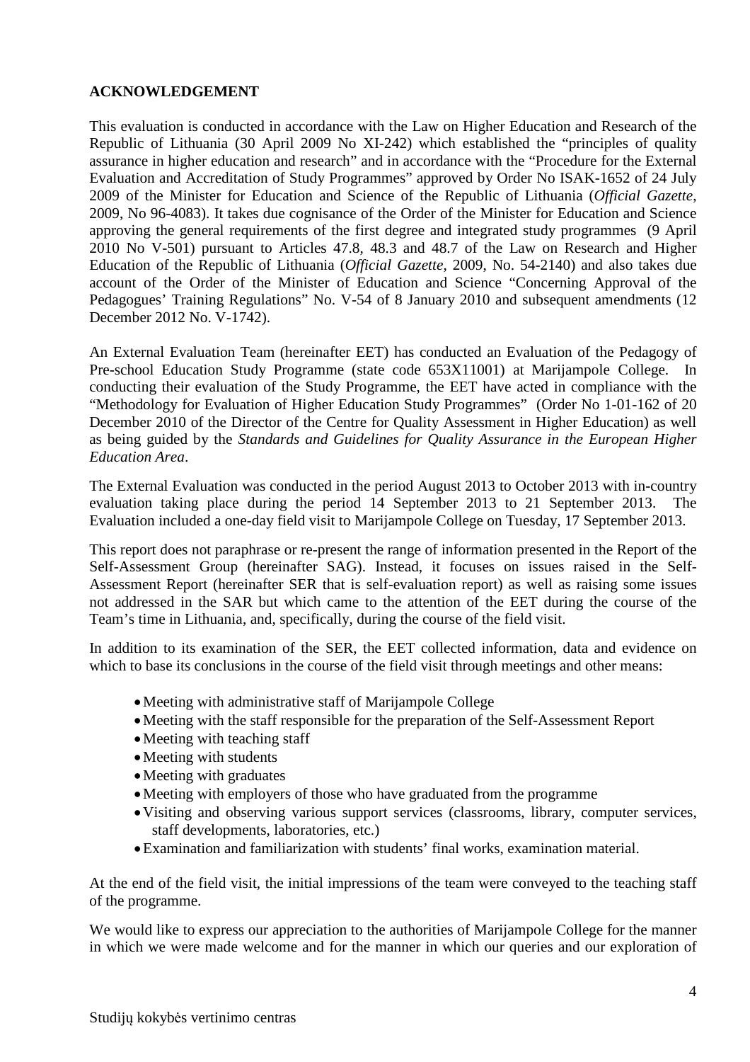**ACKNOWLEDGEMENT**

This evaluation is conducted in accordance with the Law on Higher Education and Research of the Republic of Lithuania (30 April 2009 No XI-242) which established the "principles of quality assurance in higher education and research" and in accordance with the "Procedure for the External Evaluation and Accreditation of Study Programmes" approved by Order No ISAK-1652 of 24 July 2009 of the Minister for Education and Science of the Republic of Lithuania (*Official Gazette*, 2009, No 96-4083). It takes due cognisance of the Order of the Minister for Education and Science approving the general requirements of the first degree and integrated study programmes (9 April 2010 No V-501) pursuant to Articles 47.8, 48.3 and 48.7 of the Law on Research and Higher Education of the Republic of Lithuania (*Official Gazette*, 2009, No. 54-2140) and also takes due account of the Order of the Minister of Education and Science "Concerning Approval of the Pedagogues' Training Regulations" No. V-54 of 8 January 2010 and subsequent amendments (12 December 2012 No. V-1742).

An External Evaluation Team (hereinafter EET) has conducted an Evaluation of the Pedagogy of Pre-school Education Study Programme (state code 653X11001) at Marijampole College. In conducting their evaluation of the Study Programme, the EET have acted in compliance with the "Methodology for Evaluation of Higher Education Study Programmes" (Order No 1-01-162 of 20 December 2010 of the Director of the Centre for Quality Assessment in Higher Education) as well as being guided by the *Standards and Guidelines for Quality Assurance in the European Higher Education Area*.

The External Evaluation was conducted in the period August 2013 to October 2013 with in-country evaluation taking place during the period 14 September 2013 to 21 September 2013. The Evaluation included a one-day field visit to Marijampole College on Tuesday, 17 September 2013.

This report does not paraphrase or re-present the range of information presented in the Report of the Self-Assessment Group (hereinafter SAG). Instead, it focuses on issues raised in the Self-Assessment Report (hereinafter SER that is self-evaluation report) as well as raising some issues not addressed in the SAR but which came to the attention of the EET during the course of the Team's time in Lithuania, and, specifically, during the course of the field visit.

In addition to its examination of the SER, the EET collected information, data and evidence on which to base its conclusions in the course of the field visit through meetings and other means:

- Meeting with administrative staff of Marijampole College
- Meeting with the staff responsible for the preparation of the Self-Assessment Report
- Meeting with teaching staff
- Meeting with students
- Meeting with graduates
- Meeting with employers of those who have graduated from the programme
- Visiting and observing various support services (classrooms, library, computer services, staff developments, laboratories, etc.)
- Examination and familiarization with students' final works, examination material.

At the end of the field visit, the initial impressions of the team were conveyed to the teaching staff of the programme.

We would like to express our appreciation to the authorities of Marijampole College for the manner in which we were made welcome and for the manner in which our queries and our exploration of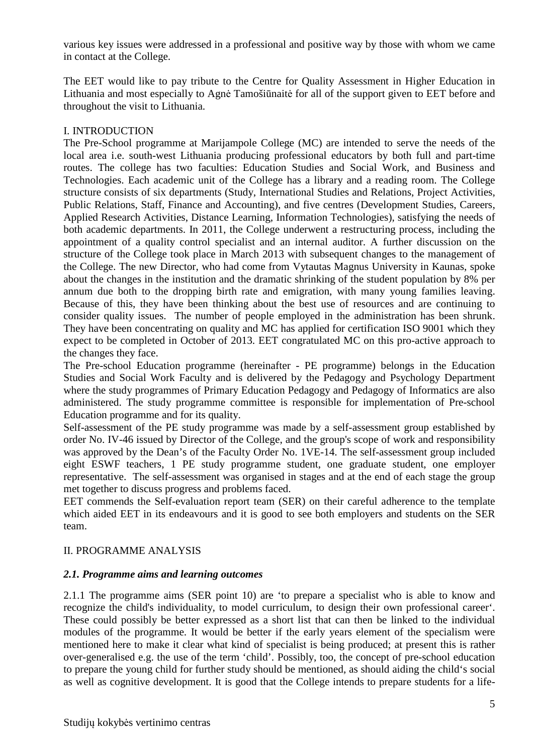various key issues were addressed in a professional and positive way by those with whom we came in contact at the College.

The EET would like to pay tribute to the Centre for Quality Assessment in Higher Education in Lithuania and most especially to Agnė Tamošiūnaitė for all of the support given to EET before and throughout the visit to Lithuania.

## I. INTRODUCTION

The Pre-School programme at Marijampole College (MC) are intended to serve the needs of the local area i.e. south-west Lithuania producing professional educators by both full and part-time routes. The college has two faculties: Education Studies and Social Work, and Business and Technologies. Each academic unit of the College has a library and a reading room. The College structure consists of six departments (Study, International Studies and Relations, Project Activities, Public Relations, Staff, Finance and Accounting), and five centres (Development Studies, Careers, Applied Research Activities, Distance Learning, Information Technologies), satisfying the needs of both academic departments. In 2011, the College underwent a restructuring process, including the appointment of a quality control specialist and an internal auditor. A further discussion on the structure of the College took place in March 2013 with subsequent changes to the management of the College. The new Director, who had come from Vytautas Magnus University in Kaunas, spoke about the changes in the institution and the dramatic shrinking of the student population by 8% per annum due both to the dropping birth rate and emigration, with many young families leaving. Because of this, they have been thinking about the best use of resources and are continuing to consider quality issues. The number of people employed in the administration has been shrunk. They have been concentrating on quality and MC has applied for certification ISO 9001 which they expect to be completed in October of 2013. EET congratulated MC on this pro-active approach to the changes they face.

The Pre-school Education programme (hereinafter - PE programme) belongs in the Education Studies and Social Work Faculty and is delivered by the Pedagogy and Psychology Department where the study programmes of Primary Education Pedagogy and Pedagogy of Informatics are also administered. The study programme committee is responsible for implementation of Pre-school Education programme and for its quality.

Self-assessment of the PE study programme was made by a self-assessment group established by order No. IV-46 issued by Director of the College, and the group's scope of work and responsibility was approved by the Dean's of the Faculty Order No. 1VE-14. The self-assessment group included eight ESWF teachers, 1 PE study programme student, one graduate student, one employer representative. The self-assessment was organised in stages and at the end of each stage the group met together to discuss progress and problems faced.

EET commends the Self-evaluation report team (SER) on their careful adherence to the template which aided EET in its endeavours and it is good to see both employers and students on the SER team.

## II. PROGRAMME ANALYSIS

### *2.1. Programme aims and learning outcomes*

2.1.1 The programme aims (SER point 10) are 'to prepare a specialist who is able to know and recognize the child's individuality, to model curriculum, to design their own professional career'. These could possibly be better expressed as a short list that can then be linked to the individual modules of the programme. It would be better if the early years element of the specialism were mentioned here to make it clear what kind of specialist is being produced; at present this is rather over-generalised e.g. the use of the term 'child'. Possibly, too, the concept of pre-school education to prepare the young child for further study should be mentioned, as should aiding the child's social as well as cognitive development. It is good that the College intends to prepare students for a life-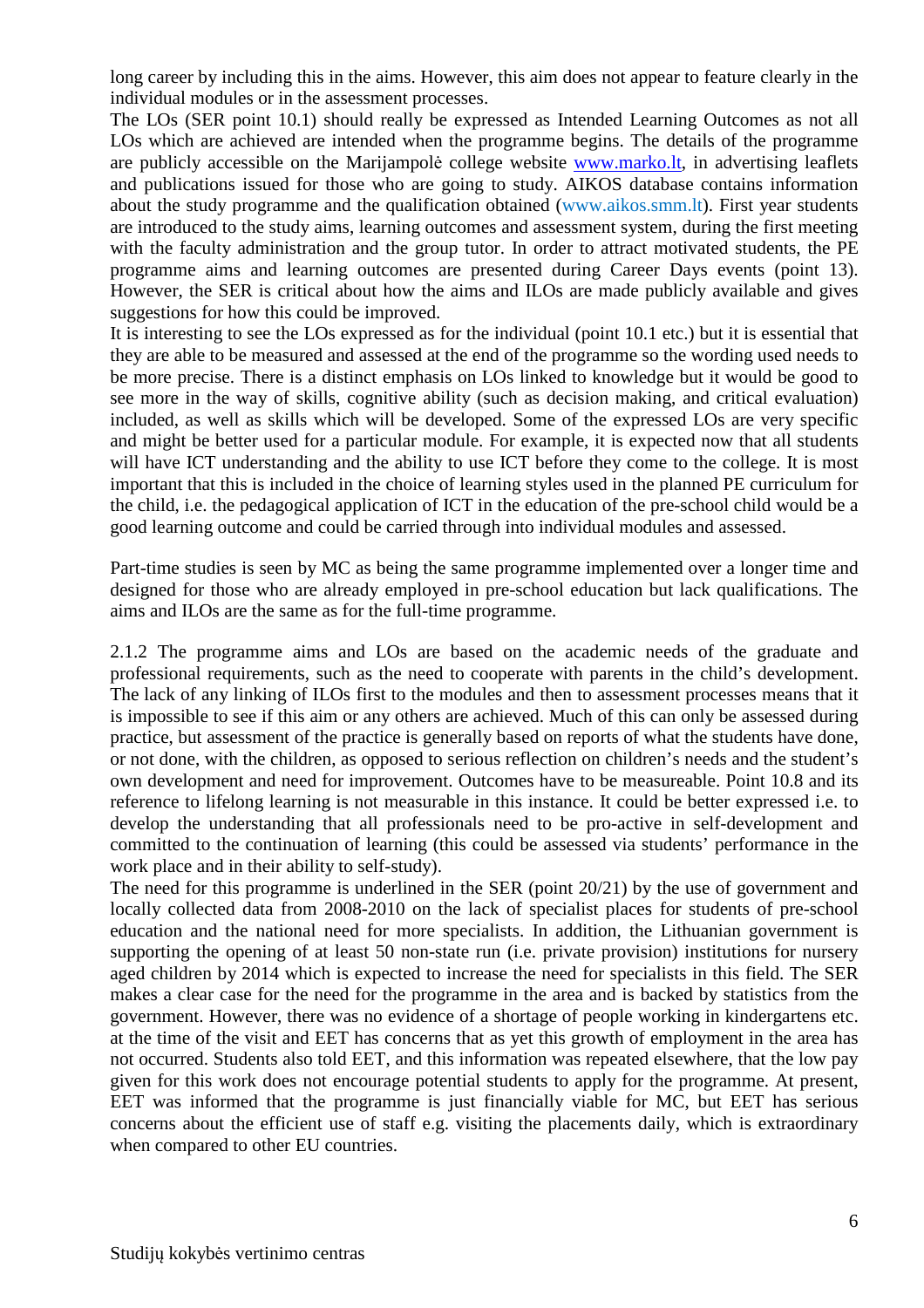long career by including this in the aims. However, this aim does not appear to feature clearly in the individual modules or in the assessment processes.

The LOs (SER point 10.1) should really be expressed as Intended Learning Outcomes as not all LOs which are achieved are intended when the programme begins. The details of the programme are publicly accessible on the Marijampolė college website www.marko.lt, in advertising leaflets and publications issued for those who are going to study. AIKOS database contains information about the study programme and the qualification obtained (www.aikos.smm.lt). First year students are introduced to the study aims, learning outcomes and assessment system, during the first meeting with the faculty administration and the group tutor. In order to attract motivated students, the PE programme aims and learning outcomes are presented during Career Days events (point 13). However, the SER is critical about how the aims and ILOs are made publicly available and gives suggestions for how this could be improved.

It is interesting to see the LOs expressed as for the individual (point 10.1 etc.) but it is essential that they are able to be measured and assessed at the end of the programme so the wording used needs to be more precise. There is a distinct emphasis on LOs linked to knowledge but it would be good to see more in the way of skills, cognitive ability (such as decision making, and critical evaluation) included, as well as skills which will be developed. Some of the expressed LOs are very specific and might be better used for a particular module. For example, it is expected now that all students will have ICT understanding and the ability to use ICT before they come to the college. It is most important that this is included in the choice of learning styles used in the planned PE curriculum for the child, i.e. the pedagogical application of ICT in the education of the pre-school child would be a good learning outcome and could be carried through into individual modules and assessed.

Part-time studies is seen by MC as being the same programme implemented over a longer time and designed for those who are already employed in pre-school education but lack qualifications. The aims and ILOs are the same as for the full-time programme.

2.1.2 The programme aims and LOs are based on the academic needs of the graduate and professional requirements, such as the need to cooperate with parents in the child's development. The lack of any linking of ILOs first to the modules and then to assessment processes means that it is impossible to see if this aim or any others are achieved. Much of this can only be assessed during practice, but assessment of the practice is generally based on reports of what the students have done, or not done, with the children, as opposed to serious reflection on children's needs and the student's own development and need for improvement. Outcomes have to be measureable. Point 10.8 and its reference to lifelong learning is not measurable in this instance. It could be better expressed i.e. to develop the understanding that all professionals need to be pro-active in self-development and committed to the continuation of learning (this could be assessed via students' performance in the work place and in their ability to self-study).

The need for this programme is underlined in the SER (point 20/21) by the use of government and locally collected data from 2008-2010 on the lack of specialist places for students of pre-school education and the national need for more specialists. In addition, the Lithuanian government is supporting the opening of at least 50 non-state run (i.e. private provision) institutions for nursery aged children by 2014 which is expected to increase the need for specialists in this field. The SER makes a clear case for the need for the programme in the area and is backed by statistics from the government. However, there was no evidence of a shortage of people working in kindergartens etc. at the time of the visit and EET has concerns that as yet this growth of employment in the area has not occurred. Students also told EET, and this information was repeated elsewhere, that the low pay given for this work does not encourage potential students to apply for the programme. At present, EET was informed that the programme is just financially viable for MC, but EET has serious concerns about the efficient use of staff e.g. visiting the placements daily, which is extraordinary when compared to other EU countries.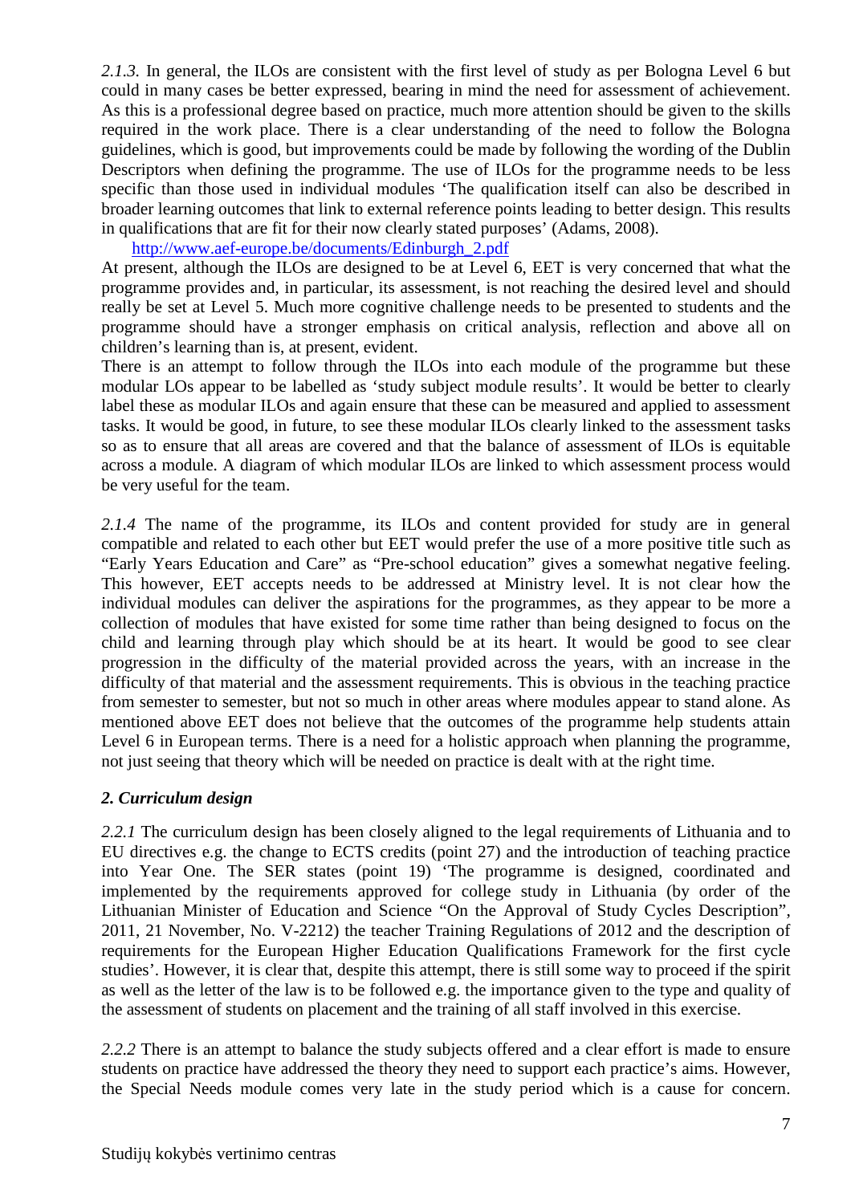*2.1.3.* In general, the ILOs are consistent with the first level of study as per Bologna Level 6 but could in many cases be better expressed, bearing in mind the need for assessment of achievement. As this is a professional degree based on practice, much more attention should be given to the skills required in the work place. There is a clear understanding of the need to follow the Bologna guidelines, which is good, but improvements could be made by following the wording of the Dublin Descriptors when defining the programme. The use of ILOs for the programme needs to be less specific than those used in individual modules 'The qualification itself can also be described in broader learning outcomes that link to external reference points leading to better design. This results in qualifications that are fit for their now clearly stated purposes' (Adams, 2008).

http://www.aef-europe.be/documents/Edinburgh_2.pdf

At present, although the ILOs are designed to be at Level 6, EET is very concerned that what the programme provides and, in particular, its assessment, is not reaching the desired level and should really be set at Level 5. Much more cognitive challenge needs to be presented to students and the programme should have a stronger emphasis on critical analysis, reflection and above all on children's learning than is, at present, evident.

There is an attempt to follow through the ILOs into each module of the programme but these modular LOs appear to be labelled as 'study subject module results'. It would be better to clearly label these as modular ILOs and again ensure that these can be measured and applied to assessment tasks. It would be good, in future, to see these modular ILOs clearly linked to the assessment tasks so as to ensure that all areas are covered and that the balance of assessment of ILOs is equitable across a module. A diagram of which modular ILOs are linked to which assessment process would be very useful for the team.

*2.1.4* The name of the programme, its ILOs and content provided for study are in general compatible and related to each other but EET would prefer the use of a more positive title such as "Early Years Education and Care" as "Pre-school education" gives a somewhat negative feeling. This however, EET accepts needs to be addressed at Ministry level. It is not clear how the individual modules can deliver the aspirations for the programmes, as they appear to be more a collection of modules that have existed for some time rather than being designed to focus on the child and learning through play which should be at its heart. It would be good to see clear progression in the difficulty of the material provided across the years, with an increase in the difficulty of that material and the assessment requirements. This is obvious in the teaching practice from semester to semester, but not so much in other areas where modules appear to stand alone. As mentioned above EET does not believe that the outcomes of the programme help students attain Level 6 in European terms. There is a need for a holistic approach when planning the programme, not just seeing that theory which will be needed on practice is dealt with at the right time.

### *2. Curriculum design*

*2.2.1* The curriculum design has been closely aligned to the legal requirements of Lithuania and to EU directives e.g. the change to ECTS credits (point 27) and the introduction of teaching practice into Year One. The SER states (point 19) 'The programme is designed, coordinated and implemented by the requirements approved for college study in Lithuania (by order of the Lithuanian Minister of Education and Science "On the Approval of Study Cycles Description", 2011, 21 November, No. V-2212) the teacher Training Regulations of 2012 and the description of requirements for the European Higher Education Qualifications Framework for the first cycle studies'. However, it is clear that, despite this attempt, there is still some way to proceed if the spirit as well as the letter of the law is to be followed e.g. the importance given to the type and quality of the assessment of students on placement and the training of all staff involved in this exercise.

*2.2.2* There is an attempt to balance the study subjects offered and a clear effort is made to ensure students on practice have addressed the theory they need to support each practice's aims. However, the Special Needs module comes very late in the study period which is a cause for concern.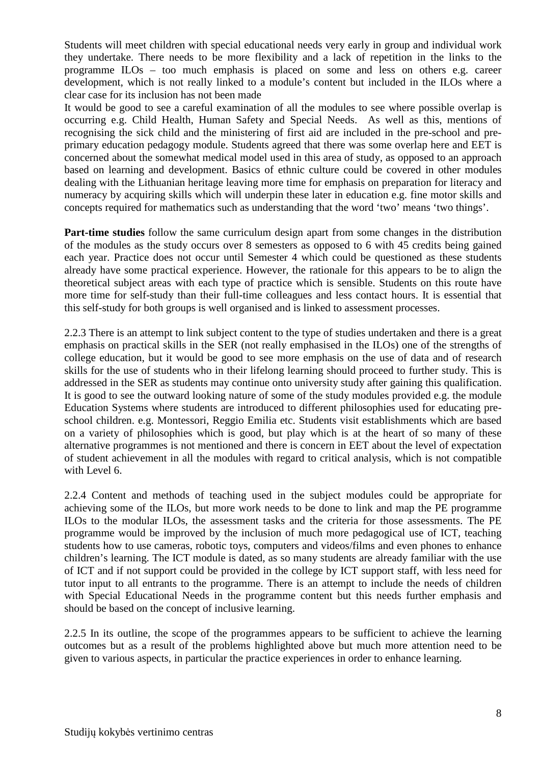Students will meet children with special educational needs very early in group and individual work they undertake. There needs to be more flexibility and a lack of repetition in the links to the programme ILOs – too much emphasis is placed on some and less on others e.g. career development, which is not really linked to a module's content but included in the ILOs where a clear case for its inclusion has not been made

It would be good to see a careful examination of all the modules to see where possible overlap is occurring e.g. Child Health, Human Safety and Special Needs. As well as this, mentions of recognising the sick child and the ministering of first aid are included in the pre-school and pre-primary education pedagogy module. Students agreed that there was some overlap here and EET is concerned about the somewhat medical model used in this area of study, as opposed to an approach based on learning and development. Basics of ethnic culture could be covered in other modules dealing with the Lithuanian heritage leaving more time for emphasis on preparation for literacy and numeracy by acquiring skills which will underpin these later in education e.g. fine motor skills and concepts required for mathematics such as understanding that the word 'two' means 'two things'.

**Part-time studies** follow the same curriculum design apart from some changes in the distribution of the modules as the study occurs over 8 semesters as opposed to 6 with 45 credits being gained each year. Practice does not occur until Semester 4 which could be questioned as these students already have some practical experience. However, the rationale for this appears to be to align the theoretical subject areas with each type of practice which is sensible. Students on this route have more time for self-study than their full-time colleagues and less contact hours. It is essential that this self-study for both groups is well organised and is linked to assessment processes.

2.2.3 There is an attempt to link subject content to the type of studies undertaken and there is a great emphasis on practical skills in the SER (not really emphasised in the ILOs) one of the strengths of college education, but it would be good to see more emphasis on the use of data and of research skills for the use of students who in their lifelong learning should proceed to further study. This is addressed in the SER as students may continue onto university study after gaining this qualification. It is good to see the outward looking nature of some of the study modules provided e.g. the module Education Systems where students are introduced to different philosophies used for educating pre-school children. e.g. Montessori, Reggio Emilia etc. Students visit establishments which are based on a variety of philosophies which is good, but play which is at the heart of so many of these alternative programmes is not mentioned and there is concern in EET about the level of expectation of student achievement in all the modules with regard to critical analysis, which is not compatible with Level 6.

2.2.4 Content and methods of teaching used in the subject modules could be appropriate for achieving some of the ILOs, but more work needs to be done to link and map the PE programme ILOs to the modular ILOs, the assessment tasks and the criteria for those assessments. The PE programme would be improved by the inclusion of much more pedagogical use of ICT, teaching students how to use cameras, robotic toys, computers and videos/films and even phones to enhance children's learning. The ICT module is dated, as so many students are already familiar with the use of ICT and if not support could be provided in the college by ICT support staff, with less need for tutor input to all entrants to the programme. There is an attempt to include the needs of children with Special Educational Needs in the programme content but this needs further emphasis and should be based on the concept of inclusive learning.

2.2.5 In its outline, the scope of the programmes appears to be sufficient to achieve the learning outcomes but as a result of the problems highlighted above but much more attention need to be given to various aspects, in particular the practice experiences in order to enhance learning.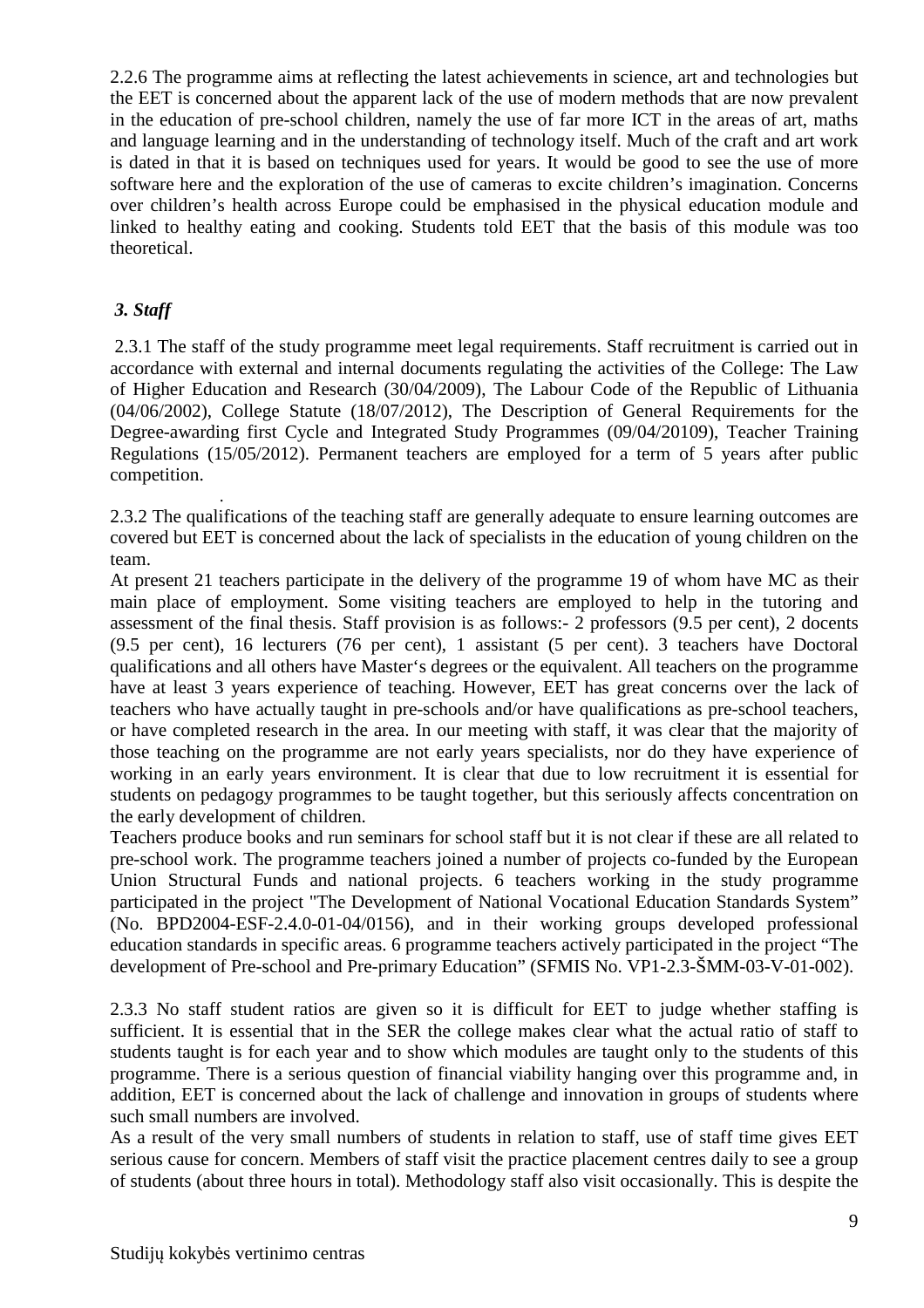2.2.6 The programme aims at reflecting the latest achievements in science, art and technologies but the EET is concerned about the apparent lack of the use of modern methods that are now prevalent in the education of pre-school children, namely the use of far more ICT in the areas of art, maths and language learning and in the understanding of technology itself. Much of the craft and art work is dated in that it is based on techniques used for years. It would be good to see the use of more software here and the exploration of the use of cameras to excite children's imagination. Concerns over children's health across Europe could be emphasised in the physical education module and linked to healthy eating and cooking. Students told EET that the basis of this module was too theoretical.

### *3. Staff*

2.3.1 The staff of the study programme meet legal requirements. Staff recruitment is carried out in accordance with external and internal documents regulating the activities of the College: The Law of Higher Education and Research (30/04/2009), The Labour Code of the Republic of Lithuania (04/06/2002), College Statute (18/07/2012), The Description of General Requirements for the Degree-awarding first Cycle and Integrated Study Programmes (09/04/20109), Teacher Training Regulations (15/05/2012). Permanent teachers are employed for a term of 5 years after public competition.

2.3.2 The qualifications of the teaching staff are generally adequate to ensure learning outcomes are covered but EET is concerned about the lack of specialists in the education of young children on the team.

At present 21 teachers participate in the delivery of the programme 19 of whom have MC as their main place of employment. Some visiting teachers are employed to help in the tutoring and assessment of the final thesis. Staff provision is as follows:- 2 professors (9.5 per cent), 2 docents (9.5 per cent), 16 lecturers (76 per cent), 1 assistant (5 per cent). 3 teachers have Doctoral qualifications and all others have Master's degrees or the equivalent. All teachers on the programme have at least 3 years experience of teaching. However, EET has great concerns over the lack of teachers who have actually taught in pre-schools and/or have qualifications as pre-school teachers, or have completed research in the area. In our meeting with staff, it was clear that the majority of those teaching on the programme are not early years specialists, nor do they have experience of working in an early years environment. It is clear that due to low recruitment it is essential for students on pedagogy programmes to be taught together, but this seriously affects concentration on the early development of children.

Teachers produce books and run seminars for school staff but it is not clear if these are all related to pre-school work. The programme teachers joined a number of projects co-funded by the European Union Structural Funds and national projects. 6 teachers working in the study programme participated in the project "The Development of National Vocational Education Standards System" (No. BPD2004-ESF-2.4.0-01-04/0156), and in their working groups developed professional education standards in specific areas. 6 programme teachers actively participated in the project "The development of Pre-school and Pre-primary Education" (SFMIS No. VP1-2.3-ŠMM-03-V-01-002).

2.3.3 No staff student ratios are given so it is difficult for EET to judge whether staffing is sufficient. It is essential that in the SER the college makes clear what the actual ratio of staff to students taught is for each year and to show which modules are taught only to the students of this programme. There is a serious question of financial viability hanging over this programme and, in addition, EET is concerned about the lack of challenge and innovation in groups of students where such small numbers are involved.

As a result of the very small numbers of students in relation to staff, use of staff time gives EET serious cause for concern. Members of staff visit the practice placement centres daily to see a group of students (about three hours in total). Methodology staff also visit occasionally. This is despite the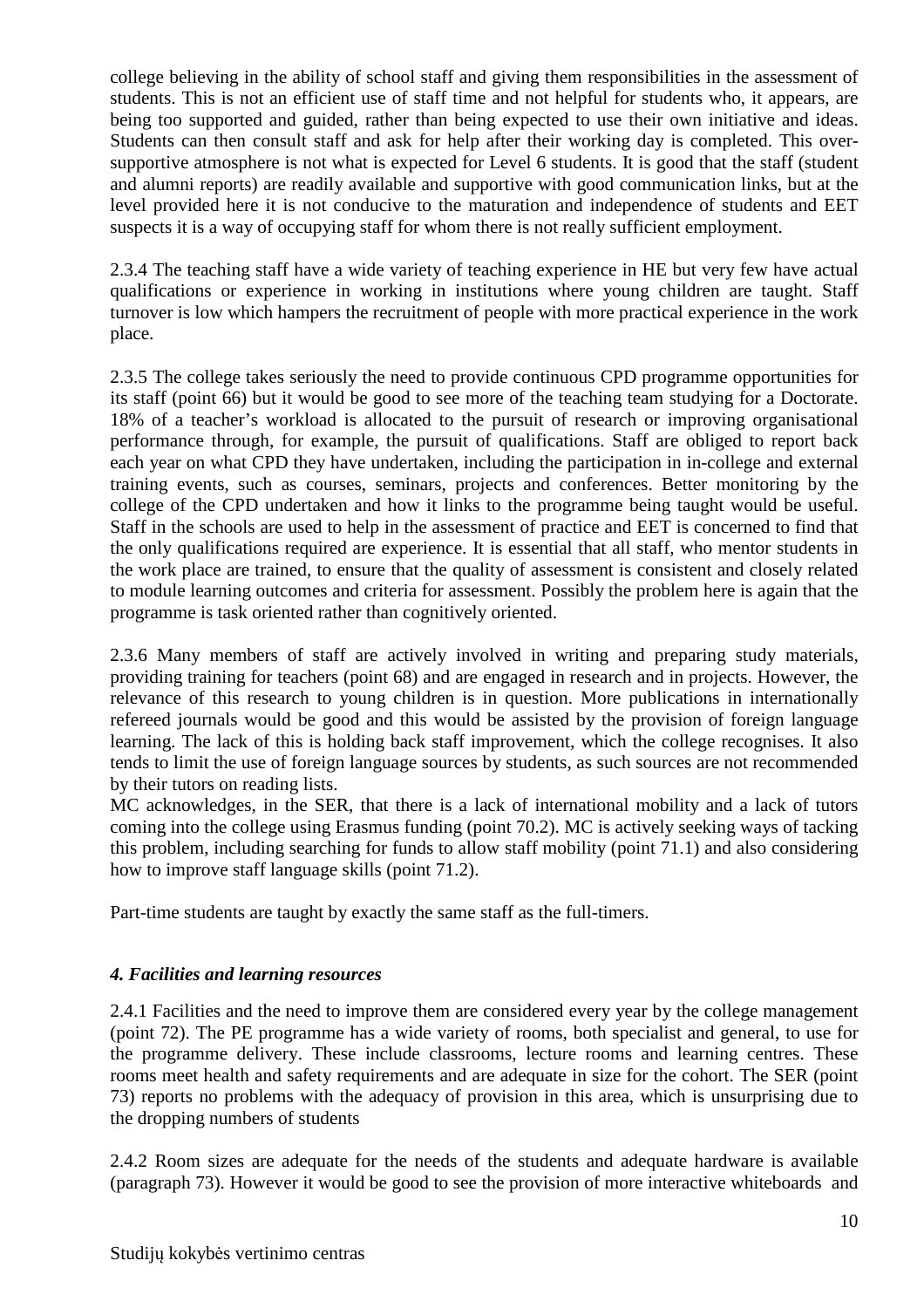college believing in the ability of school staff and giving them responsibilities in the assessment of students. This is not an efficient use of staff time and not helpful for students who, it appears, are being too supported and guided, rather than being expected to use their own initiative and ideas. Students can then consult staff and ask for help after their working day is completed. This over-supportive atmosphere is not what is expected for Level 6 students. It is good that the staff (student and alumni reports) are readily available and supportive with good communication links, but at the level provided here it is not conducive to the maturation and independence of students and EET suspects it is a way of occupying staff for whom there is not really sufficient employment.

2.3.4 The teaching staff have a wide variety of teaching experience in HE but very few have actual qualifications or experience in working in institutions where young children are taught. Staff turnover is low which hampers the recruitment of people with more practical experience in the work place.

2.3.5 The college takes seriously the need to provide continuous CPD programme opportunities for its staff (point 66) but it would be good to see more of the teaching team studying for a Doctorate. 18% of a teacher's workload is allocated to the pursuit of research or improving organisational performance through, for example, the pursuit of qualifications. Staff are obliged to report back each year on what CPD they have undertaken, including the participation in in-college and external training events, such as courses, seminars, projects and conferences. Better monitoring by the college of the CPD undertaken and how it links to the programme being taught would be useful. Staff in the schools are used to help in the assessment of practice and EET is concerned to find that the only qualifications required are experience. It is essential that all staff, who mentor students in the work place are trained, to ensure that the quality of assessment is consistent and closely related to module learning outcomes and criteria for assessment. Possibly the problem here is again that the programme is task oriented rather than cognitively oriented.

2.3.6 Many members of staff are actively involved in writing and preparing study materials, providing training for teachers (point 68) and are engaged in research and in projects. However, the relevance of this research to young children is in question. More publications in internationally refereed journals would be good and this would be assisted by the provision of foreign language learning. The lack of this is holding back staff improvement, which the college recognises. It also tends to limit the use of foreign language sources by students, as such sources are not recommended by their tutors on reading lists.

MC acknowledges, in the SER, that there is a lack of international mobility and a lack of tutors coming into the college using Erasmus funding (point 70.2). MC is actively seeking ways of tacking this problem, including searching for funds to allow staff mobility (point 71.1) and also considering how to improve staff language skills (point 71.2).

Part-time students are taught by exactly the same staff as the full-timers.

### *4. Facilities and learning resources*

2.4.1 Facilities and the need to improve them are considered every year by the college management (point 72). The PE programme has a wide variety of rooms, both specialist and general, to use for the programme delivery. These include classrooms, lecture rooms and learning centres. These rooms meet health and safety requirements and are adequate in size for the cohort. The SER (point 73) reports no problems with the adequacy of provision in this area, which is unsurprising due to the dropping numbers of students

2.4.2 Room sizes are adequate for the needs of the students and adequate hardware is available (paragraph 73). However it would be good to see the provision of more interactive whiteboards and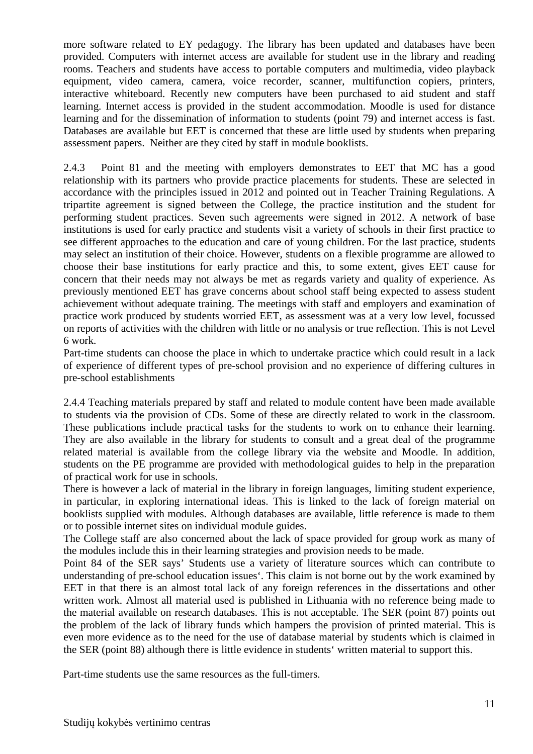more software related to EY pedagogy. The library has been updated and databases have been provided. Computers with internet access are available for student use in the library and reading rooms. Teachers and students have access to portable computers and multimedia, video playback equipment, video camera, camera, voice recorder, scanner, multifunction copiers, printers, interactive whiteboard. Recently new computers have been purchased to aid student and staff learning. Internet access is provided in the student accommodation. Moodle is used for distance learning and for the dissemination of information to students (point 79) and internet access is fast. Databases are available but EET is concerned that these are little used by students when preparing assessment papers. Neither are they cited by staff in module booklists.

2.4.3 Point 81 and the meeting with employers demonstrates to EET that MC has a good relationship with its partners who provide practice placements for students. These are selected in accordance with the principles issued in 2012 and pointed out in Teacher Training Regulations. A tripartite agreement is signed between the College, the practice institution and the student for performing student practices. Seven such agreements were signed in 2012. A network of base institutions is used for early practice and students visit a variety of schools in their first practice to see different approaches to the education and care of young children. For the last practice, students may select an institution of their choice. However, students on a flexible programme are allowed to choose their base institutions for early practice and this, to some extent, gives EET cause for concern that their needs may not always be met as regards variety and quality of experience. As previously mentioned EET has grave concerns about school staff being expected to assess student achievement without adequate training. The meetings with staff and employers and examination of practice work produced by students worried EET, as assessment was at a very low level, focussed on reports of activities with the children with little or no analysis or true reflection. This is not Level 6 work.

Part-time students can choose the place in which to undertake practice which could result in a lack of experience of different types of pre-school provision and no experience of differing cultures in pre-school establishments

2.4.4 Teaching materials prepared by staff and related to module content have been made available to students via the provision of CDs. Some of these are directly related to work in the classroom. These publications include practical tasks for the students to work on to enhance their learning. They are also available in the library for students to consult and a great deal of the programme related material is available from the college library via the website and Moodle. In addition, students on the PE programme are provided with methodological guides to help in the preparation of practical work for use in schools.

There is however a lack of material in the library in foreign languages, limiting student experience, in particular, in exploring international ideas. This is linked to the lack of foreign material on booklists supplied with modules. Although databases are available, little reference is made to them or to possible internet sites on individual module guides.

The College staff are also concerned about the lack of space provided for group work as many of the modules include this in their learning strategies and provision needs to be made.

Point 84 of the SER says' Students use a variety of literature sources which can contribute to understanding of pre-school education issues'. This claim is not borne out by the work examined by EET in that there is an almost total lack of any foreign references in the dissertations and other written work. Almost all material used is published in Lithuania with no reference being made to the material available on research databases. This is not acceptable. The SER (point 87) points out the problem of the lack of library funds which hampers the provision of printed material. This is even more evidence as to the need for the use of database material by students which is claimed in the SER (point 88) although there is little evidence in students' written material to support this.

Part-time students use the same resources as the full-timers.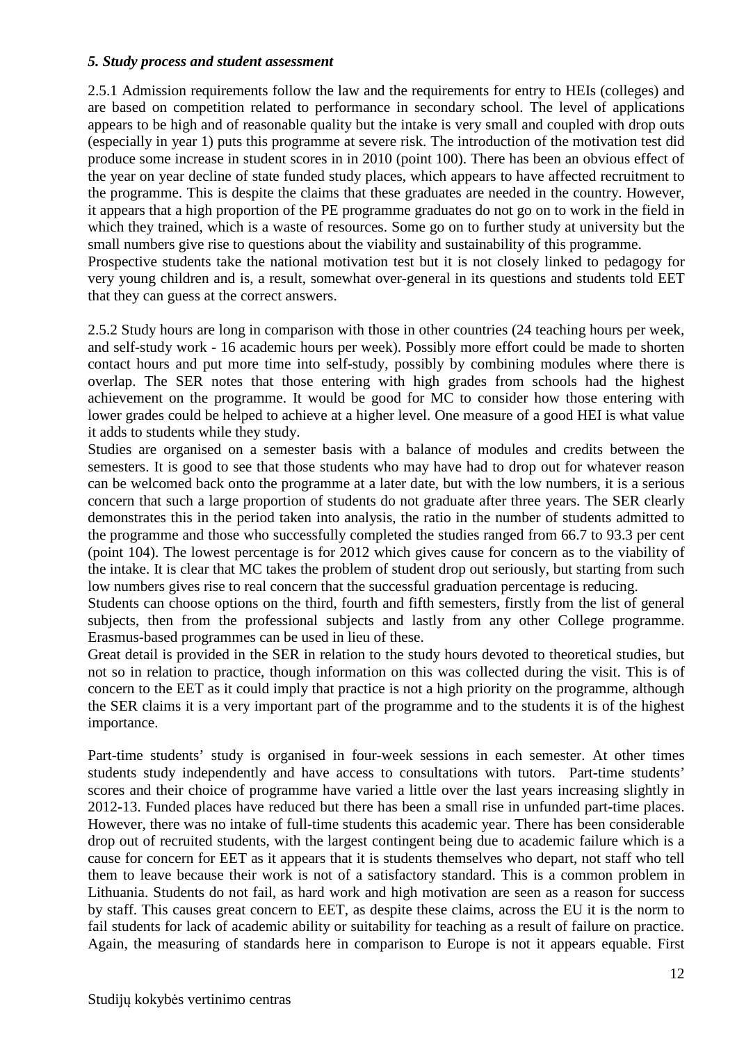### *5. Study process and student assessment*

2.5.1 Admission requirements follow the law and the requirements for entry to HEIs (colleges) and are based on competition related to performance in secondary school. The level of applications appears to be high and of reasonable quality but the intake is very small and coupled with drop outs (especially in year 1) puts this programme at severe risk. The introduction of the motivation test did produce some increase in student scores in in 2010 (point 100). There has been an obvious effect of the year on year decline of state funded study places, which appears to have affected recruitment to the programme. This is despite the claims that these graduates are needed in the country. However, it appears that a high proportion of the PE programme graduates do not go on to work in the field in which they trained, which is a waste of resources. Some go on to further study at university but the small numbers give rise to questions about the viability and sustainability of this programme.
Prospective students take the national motivation test but it is not closely linked to pedagogy for very young children and is, a result, somewhat over-general in its questions and students told EET that they can guess at the correct answers.

2.5.2 Study hours are long in comparison with those in other countries (24 teaching hours per week, and self-study work - 16 academic hours per week). Possibly more effort could be made to shorten contact hours and put more time into self-study, possibly by combining modules where there is overlap. The SER notes that those entering with high grades from schools had the highest achievement on the programme. It would be good for MC to consider how those entering with lower grades could be helped to achieve at a higher level. One measure of a good HEI is what value it adds to students while they study.
Studies are organised on a semester basis with a balance of modules and credits between the semesters. It is good to see that those students who may have had to drop out for whatever reason can be welcomed back onto the programme at a later date, but with the low numbers, it is a serious concern that such a large proportion of students do not graduate after three years. The SER clearly demonstrates this in the period taken into analysis, the ratio in the number of students admitted to the programme and those who successfully completed the studies ranged from 66.7 to 93.3 per cent (point 104). The lowest percentage is for 2012 which gives cause for concern as to the viability of the intake. It is clear that MC takes the problem of student drop out seriously, but starting from such low numbers gives rise to real concern that the successful graduation percentage is reducing.
Students can choose options on the third, fourth and fifth semesters, firstly from the list of general subjects, then from the professional subjects and lastly from any other College programme. Erasmus-based programmes can be used in lieu of these.
Great detail is provided in the SER in relation to the study hours devoted to theoretical studies, but not so in relation to practice, though information on this was collected during the visit. This is of concern to the EET as it could imply that practice is not a high priority on the programme, although the SER claims it is a very important part of the programme and to the students it is of the highest importance.

Part-time students' study is organised in four-week sessions in each semester. At other times students study independently and have access to consultations with tutors. Part-time students' scores and their choice of programme have varied a little over the last years increasing slightly in 2012-13. Funded places have reduced but there has been a small rise in unfunded part-time places. However, there was no intake of full-time students this academic year. There has been considerable drop out of recruited students, with the largest contingent being due to academic failure which is a cause for concern for EET as it appears that it is students themselves who depart, not staff who tell them to leave because their work is not of a satisfactory standard. This is a common problem in Lithuania. Students do not fail, as hard work and high motivation are seen as a reason for success by staff. This causes great concern to EET, as despite these claims, across the EU it is the norm to fail students for lack of academic ability or suitability for teaching as a result of failure on practice. Again, the measuring of standards here in comparison to Europe is not it appears equable. First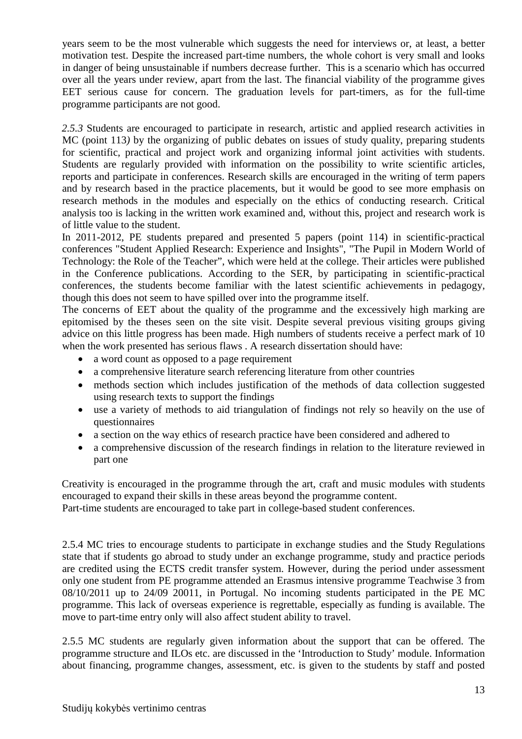years seem to be the most vulnerable which suggests the need for interviews or, at least, a better motivation test. Despite the increased part-time numbers, the whole cohort is very small and looks in danger of being unsustainable if numbers decrease further. This is a scenario which has occurred over all the years under review, apart from the last. The financial viability of the programme gives EET serious cause for concern. The graduation levels for part-timers, as for the full-time programme participants are not good.

*2.5.3* Students are encouraged to participate in research, artistic and applied research activities in MC (point 113*)* by the organizing of public debates on issues of study quality, preparing students for scientific, practical and project work and organizing informal joint activities with students. Students are regularly provided with information on the possibility to write scientific articles, reports and participate in conferences. Research skills are encouraged in the writing of term papers and by research based in the practice placements, but it would be good to see more emphasis on research methods in the modules and especially on the ethics of conducting research. Critical analysis too is lacking in the written work examined and, without this, project and research work is of little value to the student.

In 2011-2012, PE students prepared and presented 5 papers (point 114) in scientific-practical conferences "Student Applied Research: Experience and Insights", "The Pupil in Modern World of Technology: the Role of the Teacher", which were held at the college. Their articles were published in the Conference publications. According to the SER, by participating in scientific-practical conferences, the students become familiar with the latest scientific achievements in pedagogy, though this does not seem to have spilled over into the programme itself.

The concerns of EET about the quality of the programme and the excessively high marking are epitomised by the theses seen on the site visit. Despite several previous visiting groups giving advice on this little progress has been made. High numbers of students receive a perfect mark of 10 when the work presented has serious flaws . A research dissertation should have:

- a word count as opposed to a page requirement
- a comprehensive literature search referencing literature from other countries
- methods section which includes justification of the methods of data collection suggested using research texts to support the findings
- use a variety of methods to aid triangulation of findings not rely so heavily on the use of questionnaires
- a section on the way ethics of research practice have been considered and adhered to
- a comprehensive discussion of the research findings in relation to the literature reviewed in part one

Creativity is encouraged in the programme through the art, craft and music modules with students encouraged to expand their skills in these areas beyond the programme content.
Part-time students are encouraged to take part in college-based student conferences.

2.5.4 MC tries to encourage students to participate in exchange studies and the Study Regulations state that if students go abroad to study under an exchange programme, study and practice periods are credited using the ECTS credit transfer system. However, during the period under assessment only one student from PE programme attended an Erasmus intensive programme Teachwise 3 from 08/10/2011 up to 24/09 20011, in Portugal. No incoming students participated in the PE MC programme. This lack of overseas experience is regrettable, especially as funding is available. The move to part-time entry only will also affect student ability to travel.

2.5.5 MC students are regularly given information about the support that can be offered. The programme structure and ILOs etc. are discussed in the 'Introduction to Study' module. Information about financing, programme changes, assessment, etc. is given to the students by staff and posted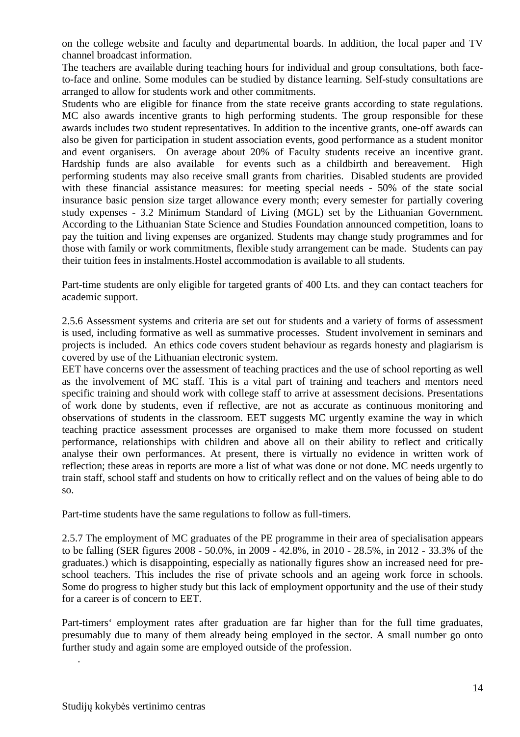on the college website and faculty and departmental boards. In addition, the local paper and TV channel broadcast information.

The teachers are available during teaching hours for individual and group consultations, both face-to-face and online. Some modules can be studied by distance learning. Self-study consultations are arranged to allow for students work and other commitments.

Students who are eligible for finance from the state receive grants according to state regulations. MC also awards incentive grants to high performing students. The group responsible for these awards includes two student representatives. In addition to the incentive grants, one-off awards can also be given for participation in student association events, good performance as a student monitor and event organisers. On average about 20% of Faculty students receive an incentive grant. Hardship funds are also available for events such as a childbirth and bereavement. High performing students may also receive small grants from charities. Disabled students are provided with these financial assistance measures: for meeting special needs - 50% of the state social insurance basic pension size target allowance every month; every semester for partially covering study expenses - 3.2 Minimum Standard of Living (MGL) set by the Lithuanian Government. According to the Lithuanian State Science and Studies Foundation announced competition, loans to pay the tuition and living expenses are organized. Students may change study programmes and for those with family or work commitments, flexible study arrangement can be made. Students can pay their tuition fees in instalments.Hostel accommodation is available to all students.

Part-time students are only eligible for targeted grants of 400 Lts. and they can contact teachers for academic support.

2.5.6 Assessment systems and criteria are set out for students and a variety of forms of assessment is used, including formative as well as summative processes. Student involvement in seminars and projects is included. An ethics code covers student behaviour as regards honesty and plagiarism is covered by use of the Lithuanian electronic system.

EET have concerns over the assessment of teaching practices and the use of school reporting as well as the involvement of MC staff. This is a vital part of training and teachers and mentors need specific training and should work with college staff to arrive at assessment decisions. Presentations of work done by students, even if reflective, are not as accurate as continuous monitoring and observations of students in the classroom. EET suggests MC urgently examine the way in which teaching practice assessment processes are organised to make them more focussed on student performance, relationships with children and above all on their ability to reflect and critically analyse their own performances. At present, there is virtually no evidence in written work of reflection; these areas in reports are more a list of what was done or not done. MC needs urgently to train staff, school staff and students on how to critically reflect and on the values of being able to do so.

Part-time students have the same regulations to follow as full-timers.

2.5.7 The employment of MC graduates of the PE programme in their area of specialisation appears to be falling (SER figures 2008 - 50.0%, in 2009 - 42.8%, in 2010 - 28.5%, in 2012 - 33.3% of the graduates.) which is disappointing, especially as nationally figures show an increased need for pre-school teachers. This includes the rise of private schools and an ageing work force in schools. Some do progress to higher study but this lack of employment opportunity and the use of their study for a career is of concern to EET.

Part-timers‘ employment rates after graduation are far higher than for the full time graduates, presumably due to many of them already being employed in the sector. A small number go onto further study and again some are employed outside of the profession.

.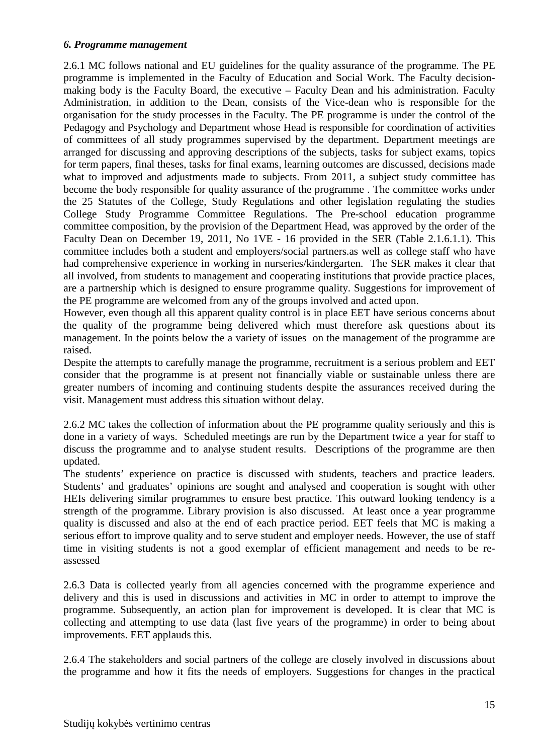***6. Programme management***

2.6.1 MC follows national and EU guidelines for the quality assurance of the programme. The PE programme is implemented in the Faculty of Education and Social Work. The Faculty decision-making body is the Faculty Board, the executive – Faculty Dean and his administration. Faculty Administration, in addition to the Dean, consists of the Vice-dean who is responsible for the organisation for the study processes in the Faculty. The PE programme is under the control of the Pedagogy and Psychology and Department whose Head is responsible for coordination of activities of committees of all study programmes supervised by the department. Department meetings are arranged for discussing and approving descriptions of the subjects, tasks for subject exams, topics for term papers, final theses, tasks for final exams, learning outcomes are discussed, decisions made what to improved and adjustments made to subjects. From 2011, a subject study committee has become the body responsible for quality assurance of the programme . The committee works under the 25 Statutes of the College, Study Regulations and other legislation regulating the studies College Study Programme Committee Regulations. The Pre-school education programme committee composition, by the provision of the Department Head, was approved by the order of the Faculty Dean on December 19, 2011, No 1VE - 16 provided in the SER (Table 2.1.6.1.1). This committee includes both a student and employers/social partners.as well as college staff who have had comprehensive experience in working in nurseries/kindergarten. The SER makes it clear that all involved, from students to management and cooperating institutions that provide practice places, are a partnership which is designed to ensure programme quality. Suggestions for improvement of the PE programme are welcomed from any of the groups involved and acted upon.

However, even though all this apparent quality control is in place EET have serious concerns about the quality of the programme being delivered which must therefore ask questions about its management. In the points below the a variety of issues on the management of the programme are raised.

Despite the attempts to carefully manage the programme, recruitment is a serious problem and EET consider that the programme is at present not financially viable or sustainable unless there are greater numbers of incoming and continuing students despite the assurances received during the visit. Management must address this situation without delay.

2.6.2 MC takes the collection of information about the PE programme quality seriously and this is done in a variety of ways. Scheduled meetings are run by the Department twice a year for staff to discuss the programme and to analyse student results. Descriptions of the programme are then updated.

The students' experience on practice is discussed with students, teachers and practice leaders. Students' and graduates' opinions are sought and analysed and cooperation is sought with other HEIs delivering similar programmes to ensure best practice. This outward looking tendency is a strength of the programme. Library provision is also discussed. At least once a year programme quality is discussed and also at the end of each practice period. EET feels that MC is making a serious effort to improve quality and to serve student and employer needs. However, the use of staff time in visiting students is not a good exemplar of efficient management and needs to be re-assessed

2.6.3 Data is collected yearly from all agencies concerned with the programme experience and delivery and this is used in discussions and activities in MC in order to attempt to improve the programme. Subsequently, an action plan for improvement is developed. It is clear that MC is collecting and attempting to use data (last five years of the programme) in order to being about improvements. EET applauds this.

2.6.4 The stakeholders and social partners of the college are closely involved in discussions about the programme and how it fits the needs of employers. Suggestions for changes in the practical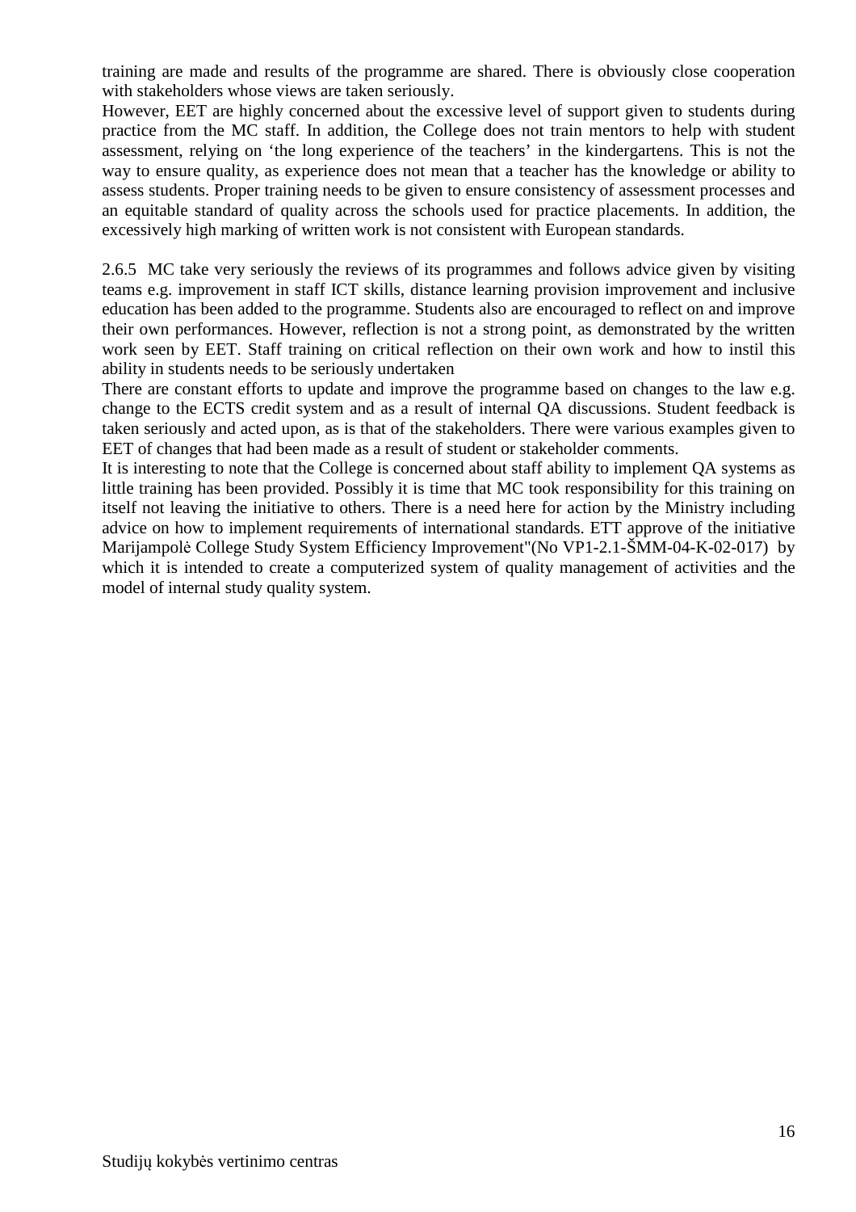training are made and results of the programme are shared. There is obviously close cooperation with stakeholders whose views are taken seriously.
However, EET are highly concerned about the excessive level of support given to students during practice from the MC staff. In addition, the College does not train mentors to help with student assessment, relying on 'the long experience of the teachers' in the kindergartens. This is not the way to ensure quality, as experience does not mean that a teacher has the knowledge or ability to assess students. Proper training needs to be given to ensure consistency of assessment processes and an equitable standard of quality across the schools used for practice placements. In addition, the excessively high marking of written work is not consistent with European standards.

2.6.5 MC take very seriously the reviews of its programmes and follows advice given by visiting teams e.g. improvement in staff ICT skills, distance learning provision improvement and inclusive education has been added to the programme. Students also are encouraged to reflect on and improve their own performances. However, reflection is not a strong point, as demonstrated by the written work seen by EET. Staff training on critical reflection on their own work and how to instil this ability in students needs to be seriously undertaken
There are constant efforts to update and improve the programme based on changes to the law e.g. change to the ECTS credit system and as a result of internal QA discussions. Student feedback is taken seriously and acted upon, as is that of the stakeholders. There were various examples given to EET of changes that had been made as a result of student or stakeholder comments.
It is interesting to note that the College is concerned about staff ability to implement QA systems as little training has been provided. Possibly it is time that MC took responsibility for this training on itself not leaving the initiative to others. There is a need here for action by the Ministry including advice on how to implement requirements of international standards. ETT approve of the initiative Marijampolė College Study System Efficiency Improvement"(No VP1-2.1-ŠMM-04-K-02-017) by which it is intended to create a computerized system of quality management of activities and the model of internal study quality system.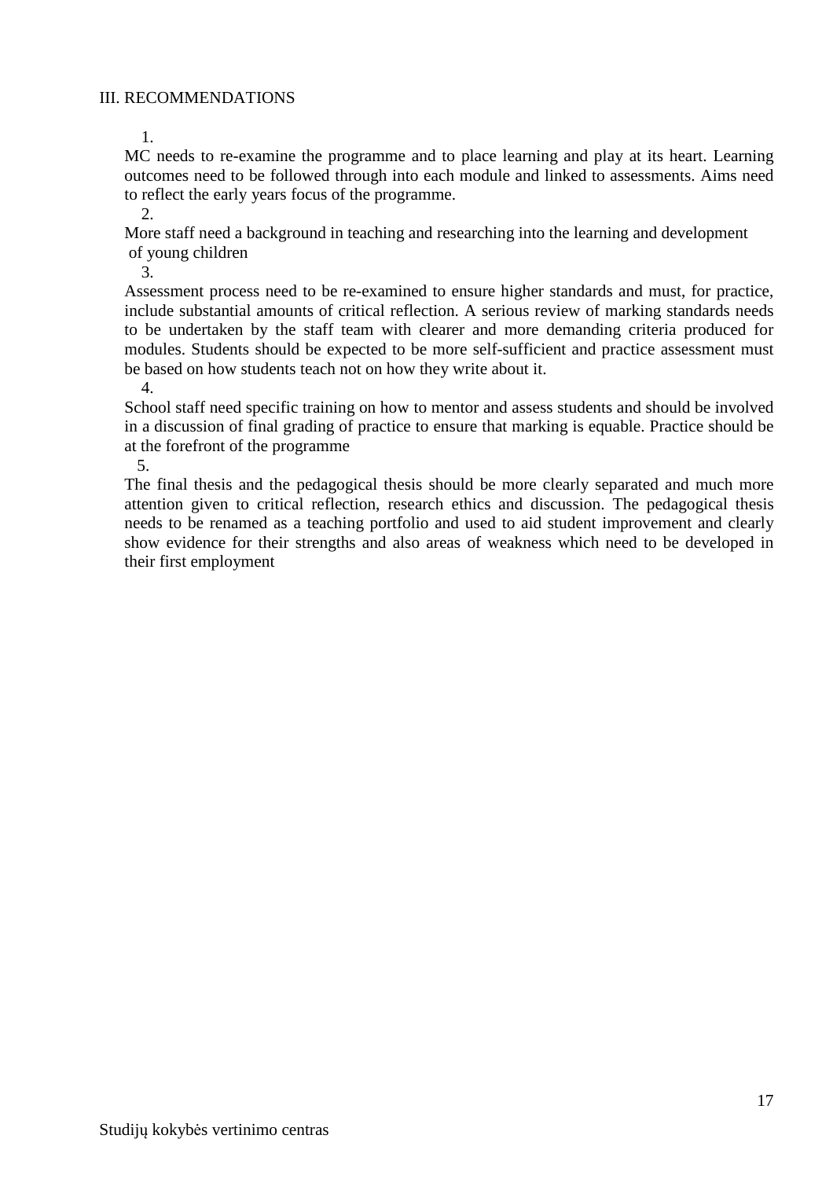III. RECOMMENDATIONS

1. MC needs to re-examine the programme and to place learning and play at its heart. Learning outcomes need to be followed through into each module and linked to assessments. Aims need to reflect the early years focus of the programme.

2. More staff need a background in teaching and researching into the learning and development of young children

3. Assessment process need to be re-examined to ensure higher standards and must, for practice, include substantial amounts of critical reflection. A serious review of marking standards needs to be undertaken by the staff team with clearer and more demanding criteria produced for modules. Students should be expected to be more self-sufficient and practice assessment must be based on how students teach not on how they write about it.

4. School staff need specific training on how to mentor and assess students and should be involved in a discussion of final grading of practice to ensure that marking is equable. Practice should be at the forefront of the programme

5. The final thesis and the pedagogical thesis should be more clearly separated and much more attention given to critical reflection, research ethics and discussion. The pedagogical thesis needs to be renamed as a teaching portfolio and used to aid student improvement and clearly show evidence for their strengths and also areas of weakness which need to be developed in their first employment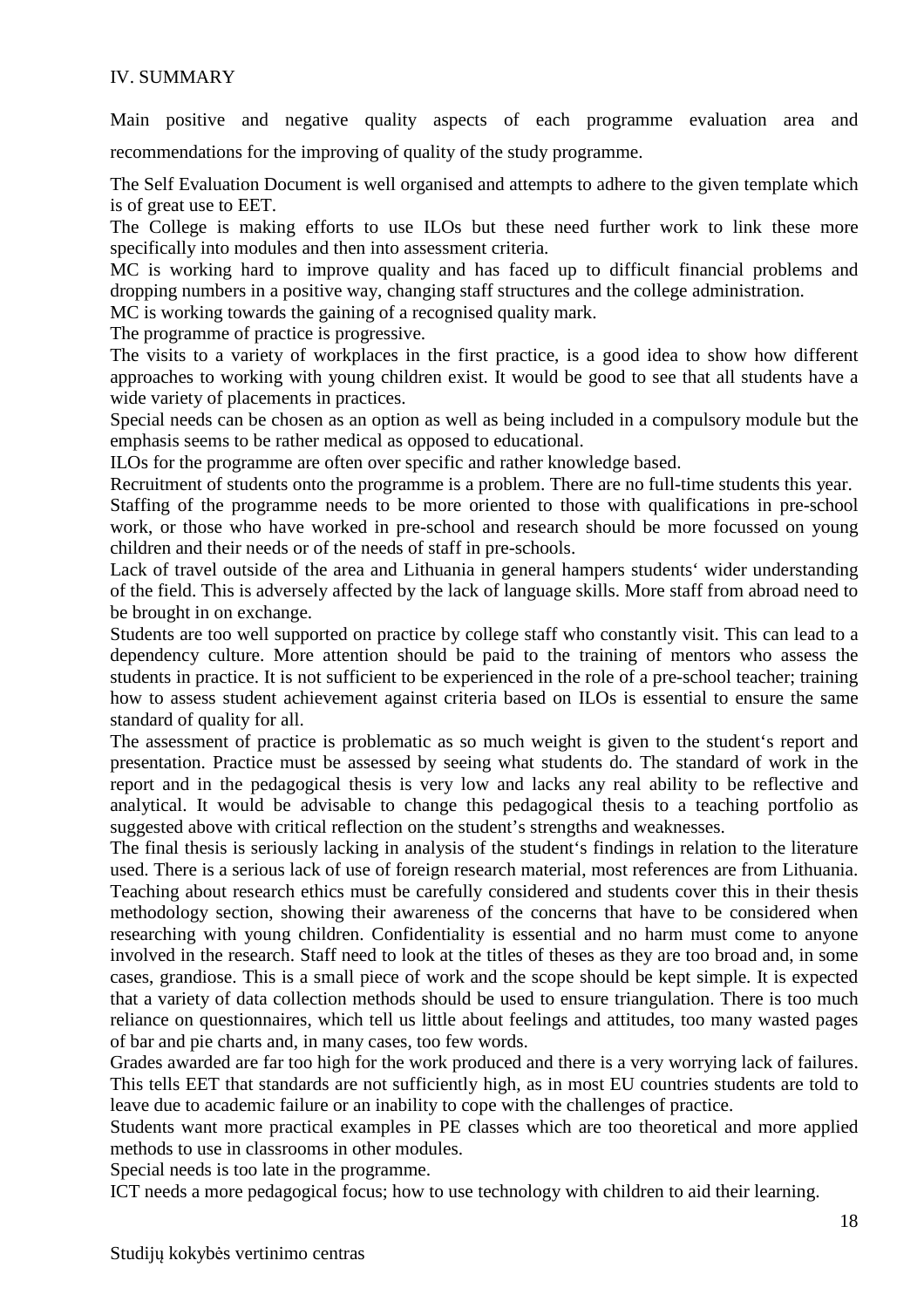## IV. SUMMARY

Main positive and negative quality aspects of each programme evaluation area and recommendations for the improving of quality of the study programme.

The Self Evaluation Document is well organised and attempts to adhere to the given template which is of great use to EET.

The College is making efforts to use ILOs but these need further work to link these more specifically into modules and then into assessment criteria.

MC is working hard to improve quality and has faced up to difficult financial problems and dropping numbers in a positive way, changing staff structures and the college administration.

MC is working towards the gaining of a recognised quality mark.

The programme of practice is progressive.

The visits to a variety of workplaces in the first practice, is a good idea to show how different approaches to working with young children exist. It would be good to see that all students have a wide variety of placements in practices.

Special needs can be chosen as an option as well as being included in a compulsory module but the emphasis seems to be rather medical as opposed to educational.

ILOs for the programme are often over specific and rather knowledge based.

Recruitment of students onto the programme is a problem. There are no full-time students this year.

Staffing of the programme needs to be more oriented to those with qualifications in pre-school work, or those who have worked in pre-school and research should be more focussed on young children and their needs or of the needs of staff in pre-schools.

Lack of travel outside of the area and Lithuania in general hampers students‘ wider understanding of the field. This is adversely affected by the lack of language skills. More staff from abroad need to be brought in on exchange.

Students are too well supported on practice by college staff who constantly visit. This can lead to a dependency culture. More attention should be paid to the training of mentors who assess the students in practice. It is not sufficient to be experienced in the role of a pre-school teacher; training how to assess student achievement against criteria based on ILOs is essential to ensure the same standard of quality for all.

The assessment of practice is problematic as so much weight is given to the student‘s report and presentation. Practice must be assessed by seeing what students do. The standard of work in the report and in the pedagogical thesis is very low and lacks any real ability to be reflective and analytical. It would be advisable to change this pedagogical thesis to a teaching portfolio as suggested above with critical reflection on the student’s strengths and weaknesses.

The final thesis is seriously lacking in analysis of the student‘s findings in relation to the literature used. There is a serious lack of use of foreign research material, most references are from Lithuania. Teaching about research ethics must be carefully considered and students cover this in their thesis methodology section, showing their awareness of the concerns that have to be considered when researching with young children. Confidentiality is essential and no harm must come to anyone involved in the research. Staff need to look at the titles of theses as they are too broad and, in some cases, grandiose. This is a small piece of work and the scope should be kept simple. It is expected that a variety of data collection methods should be used to ensure triangulation. There is too much reliance on questionnaires, which tell us little about feelings and attitudes, too many wasted pages of bar and pie charts and, in many cases, too few words.

Grades awarded are far too high for the work produced and there is a very worrying lack of failures. This tells EET that standards are not sufficiently high, as in most EU countries students are told to leave due to academic failure or an inability to cope with the challenges of practice.

Students want more practical examples in PE classes which are too theoretical and more applied methods to use in classrooms in other modules.

Special needs is too late in the programme.

ICT needs a more pedagogical focus; how to use technology with children to aid their learning.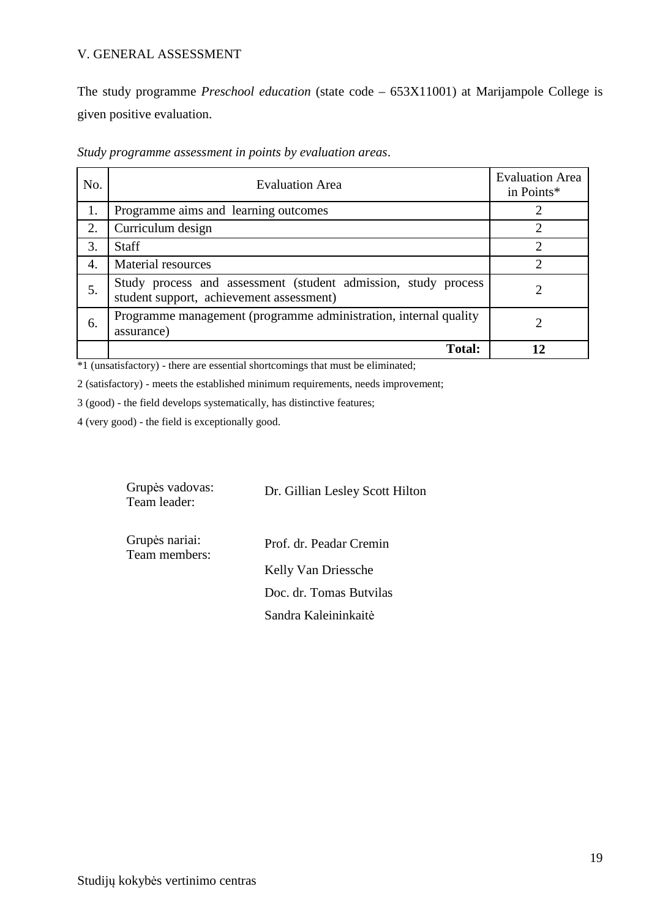## V. GENERAL ASSESSMENT

The study programme *Preschool education* (state code – 653X11001) at Marijampole College is given positive evaluation.

*Study programme assessment in points by evaluation areas*.

| No. | Evaluation Area | Evaluation Area in Points* |
|---|---|---|
| 1. | Programme aims and learning outcomes | 2 |
| 2. | Curriculum design | 2 |
| 3. | Staff | 2 |
| 4. | Material resources | 2 |
| 5. | Study process and assessment (student admission, study process student support, achievement assessment) | 2 |
| 6. | Programme management (programme administration, internal quality assurance) | 2 |
| | **Total:** | **12** |

*1 (unsatisfactory) - there are essential shortcomings that must be eliminated;

2 (satisfactory) - meets the established minimum requirements, needs improvement;

3 (good) - the field develops systematically, has distinctive features;

4 (very good) - the field is exceptionally good.

| | |
|---|---|
| Grupės vadovas:<br>Team leader: | Dr. Gillian Lesley Scott Hilton |
| Grupės nariai:<br>Team members: | Prof. dr. Peadar Cremin |
| | Kelly Van Driessche |
| | Doc. dr. Tomas Butvilas |
| | Sandra Kaleininkaitė |

Studijų kokybės vertinimo centras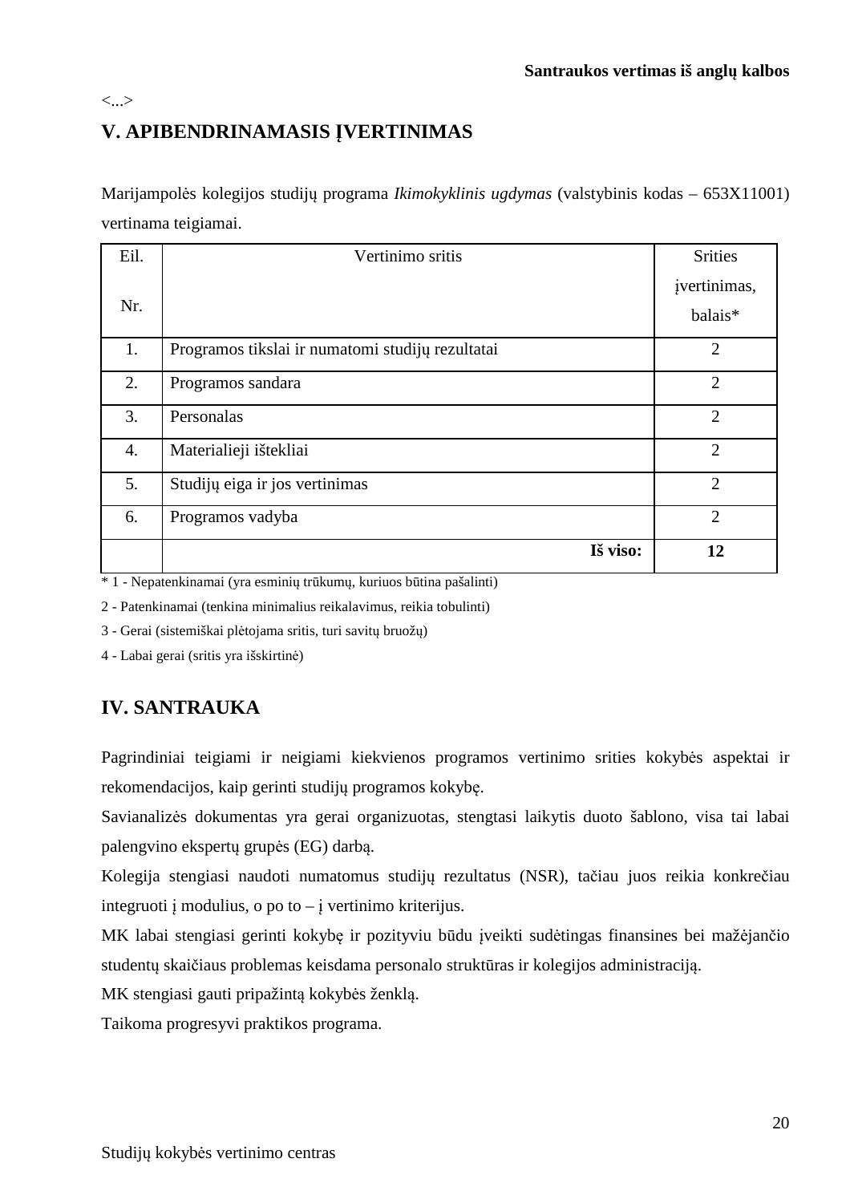**Santraukos vertimas iš anglų kalbos**

<...>

## V. APIBENDRINAMASIS ĮVERTINIMAS

Marijampolės kolegijos studijų programa *Ikimokyklinis ugdymas* (valstybinis kodas – 653X11001) vertinama teigiamai.

| Eil. Nr. | Vertinimo sritis | Srities įvertinimas, balais* |
|---|---|---|
| 1. | Programos tikslai ir numatomi studijų rezultatai | 2 |
| 2. | Programos sandara | 2 |
| 3. | Personalas | 2 |
| 4. | Materialieji ištekliai | 2 |
| 5. | Studijų eiga ir jos vertinimas | 2 |
| 6. | Programos vadyba | 2 |
| | **Iš viso:** | **12** |

\* 1 - Nepatenkinamai (yra esminių trūkumų, kuriuos būtina pašalinti)

2 - Patenkinamai (tenkina minimalius reikalavimus, reikia tobulinti)

3 - Gerai (sistemiškai plėtojama sritis, turi savitų bruožų)

4 - Labai gerai (sritis yra išskirtinė)

## IV. SANTRAUKA

Pagrindiniai teigiami ir neigiami kiekvienos programos vertinimo srities kokybės aspektai ir rekomendacijos, kaip gerinti studijų programos kokybę.

Savianalizės dokumentas yra gerai organizuotas, stengtasi laikytis duoto šablono, visa tai labai palengvino ekspertų grupės (EG) darbą.

Kolegija stengiasi naudoti numatomus studijų rezultatus (NSR), tačiau juos reikia konkrečiau integruoti į modulius, o po to – į vertinimo kriterijus.

MK labai stengiasi gerinti kokybę ir pozityviu būdu įveikti sudėtingas finansines bei mažėjančio studentų skaičiaus problemas keisdama personalo struktūras ir kolegijos administraciją.

MK stengiasi gauti pripažintą kokybės ženklą.

Taikoma progresyvi praktikos programa.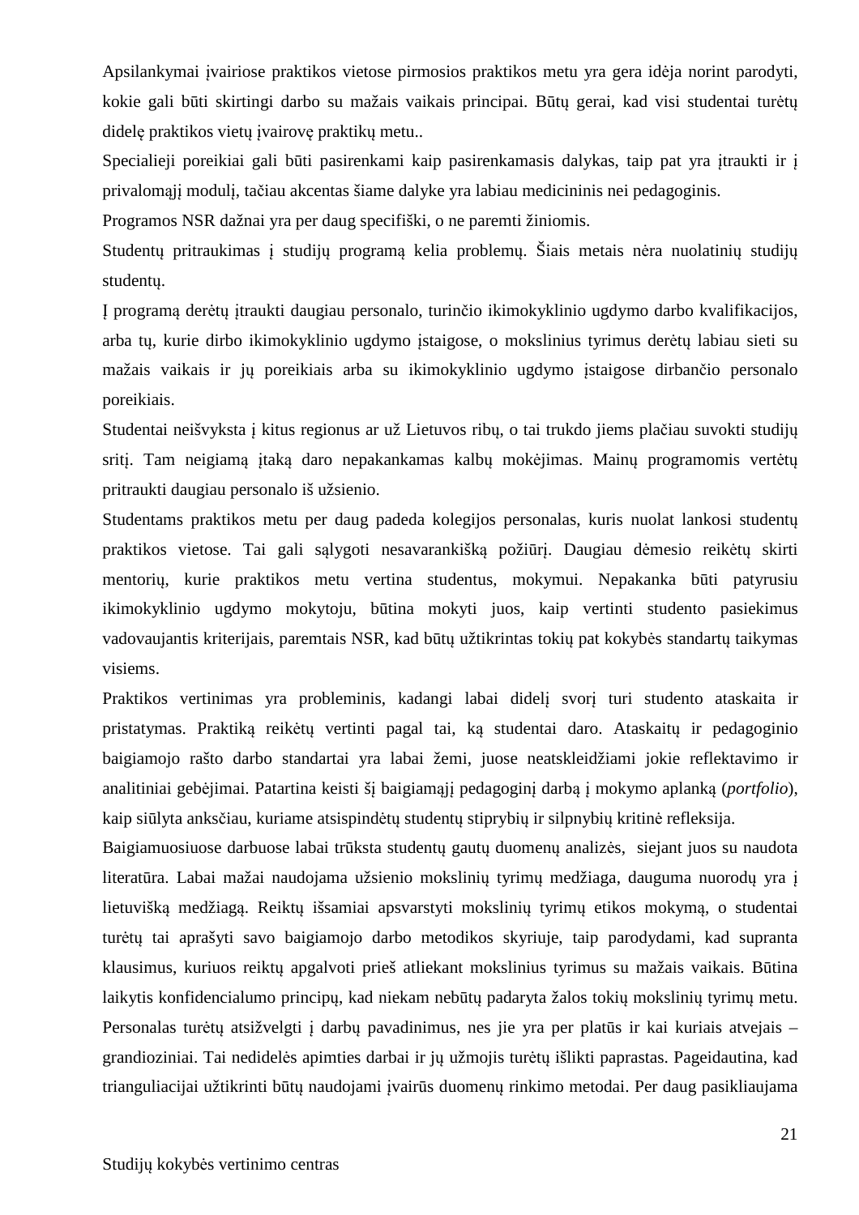Apsilankymai įvairiose praktikos vietose pirmosios praktikos metu yra gera idėja norint parodyti, kokie gali būti skirtingi darbo su mažais vaikais principai. Būtų gerai, kad visi studentai turėtų didelę praktikos vietų įvairovę praktikų metu..

Specialieji poreikiai gali būti pasirenkami kaip pasirenkamasis dalykas, taip pat yra įtraukti ir į privalomąjį modulį, tačiau akcentas šiame dalyke yra labiau medicininis nei pedagoginis.

Programos NSR dažnai yra per daug specifiški, o ne paremti žiniomis.

Studentų pritraukimas į studijų programą kelia problemų. Šiais metais nėra nuolatinių studijų studentų.

Į programą derėtų įtraukti daugiau personalo, turinčio ikimokyklinio ugdymo darbo kvalifikacijos, arba tų, kurie dirbo ikimokyklinio ugdymo įstaigose, o mokslinius tyrimus derėtų labiau sieti su mažais vaikais ir jų poreikiais arba su ikimokyklinio ugdymo įstaigose dirbančio personalo poreikiais.

Studentai neišvyksta į kitus regionus ar už Lietuvos ribų, o tai trukdo jiems plačiau suvokti studijų sritį. Tam neigiamą įtaką daro nepakankamas kalbų mokėjimas. Mainų programomis vertėtų pritraukti daugiau personalo iš užsienio.

Studentams praktikos metu per daug padeda kolegijos personalas, kuris nuolat lankosi studentų praktikos vietose. Tai gali sąlygoti nesavarankišką požiūrį. Daugiau dėmesio reikėtų skirti mentorių, kurie praktikos metu vertina studentus, mokymui. Nepakanka būti patyrusiu ikimokyklinio ugdymo mokytoju, būtina mokyti juos, kaip vertinti studento pasiekimus vadovaujantis kriterijais, paremtais NSR, kad būtų užtikrintas tokių pat kokybės standartų taikymas visiems.

Praktikos vertinimas yra probleminis, kadangi labai didelį svorį turi studento ataskaita ir pristatymas. Praktiką reikėtų vertinti pagal tai, ką studentai daro. Ataskaitų ir pedagoginio baigiamojo rašto darbo standartai yra labai žemi, juose neatskleidžiami jokie reflektavimo ir analitiniai gebėjimai. Patartina keisti šį baigiamąjį pedagoginį darbą į mokymo aplanką (*portfolio*), kaip siūlyta anksčiau, kuriame atsispindėtų studentų stiprybių ir silpnybių kritinė refleksija.

Baigiamuosiuose darbuose labai trūksta studentų gautų duomenų analizės, siejant juos su naudota literatūra. Labai mažai naudojama užsienio mokslinių tyrimų medžiaga, dauguma nuorodų yra į lietuvišką medžiagą. Reiktų išsamiai apsvarstyti mokslinių tyrimų etikos mokymą, o studentai turėtų tai aprašyti savo baigiamojo darbo metodikos skyriuje, taip parodydami, kad supranta klausimus, kuriuos reiktų apgalvoti prieš atliekant mokslinius tyrimus su mažais vaikais. Būtina laikytis konfidencialumo principų, kad niekam nebūtų padaryta žalos tokių mokslinių tyrimų metu. Personalas turėtų atsižvelgti į darbų pavadinimus, nes jie yra per platūs ir kai kuriais atvejais – grandioziniai. Tai nedidelės apimties darbai ir jų užmojis turėtų išlikti paprastas. Pageidautina, kad trianguliacijai užtikrinti būtų naudojami įvairūs duomenų rinkimo metodai. Per daug pasikliaujama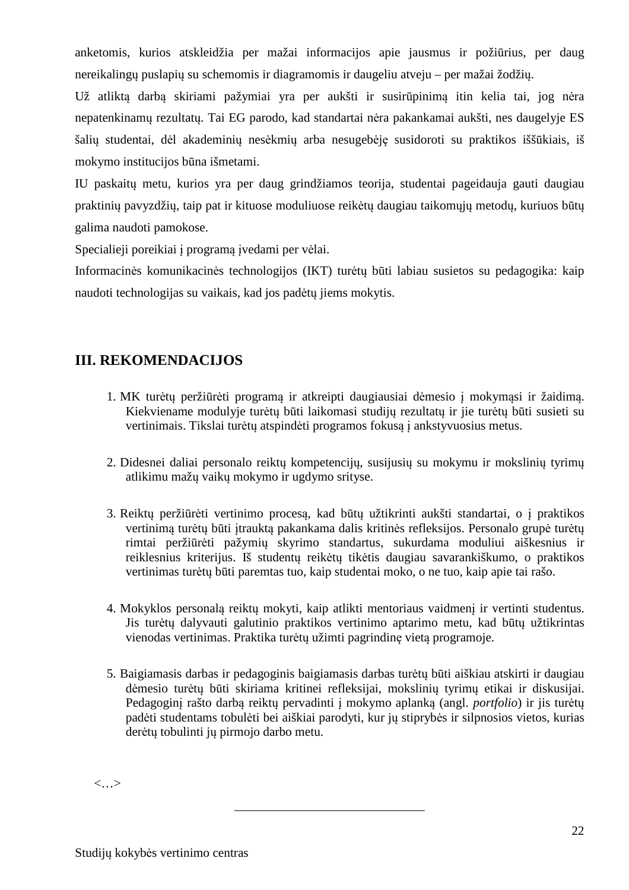anketomis, kurios atskleidžia per mažai informacijos apie jausmus ir požiūrius, per daug nereikalingų puslapių su schemomis ir diagramomis ir daugeliu atveju – per mažai žodžių.

Už atliktą darbą skiriami pažymiai yra per aukšti ir susirūpinimą itin kelia tai, jog nėra nepatenkinamų rezultatų. Tai EG parodo, kad standartai nėra pakankamai aukšti, nes daugelyje ES šalių studentai, dėl akademinių nesėkmių arba nesugebėję susidoroti su praktikos iššūkiais, iš mokymo institucijos būna išmetami.

IU paskaitų metu, kurios yra per daug grindžiamos teorija, studentai pageidauja gauti daugiau praktinių pavyzdžių, taip pat ir kituose moduliuose reikėtų daugiau taikomųjų metodų, kuriuos būtų galima naudoti pamokose.

Specialieji poreikiai į programą įvedami per vėlai.

Informacinės komunikacinės technologijos (IKT) turėtų būti labiau susietos su pedagogika: kaip naudoti technologijas su vaikais, kad jos padėtų jiems mokytis.

## III. REKOMENDACIJOS

1. MK turėtų peržiūrėti programą ir atkreipti daugiausiai dėmesio į mokymąsi ir žaidimą. Kiekviename modulyje turėtų būti laikomasi studijų rezultatų ir jie turėtų būti susieti su vertinimais. Tikslai turėtų atspindėti programos fokusą į ankstyvuosius metus.

2. Didesnei daliai personalo reiktų kompetencijų, susijusių su mokymu ir mokslinių tyrimų atlikimu mažų vaikų mokymo ir ugdymo srityse.

3. Reiktų peržiūrėti vertinimo procesą, kad būtų užtikrinti aukšti standartai, o į praktikos vertinimą turėtų būti įtrauktą pakankama dalis kritinės refleksijos. Personalo grupė turėtų rimtai peržiūrėti pažymių skyrimo standartus, sukurdama moduliui aiškesnius ir reiklesnius kriterijus. Iš studentų reikėtų tikėtis daugiau savarankiškumo, o praktikos vertinimas turėtų būti paremtas tuo, kaip studentai moko, o ne tuo, kaip apie tai rašo.

4. Mokyklos personalą reiktų mokyti, kaip atlikti mentoriaus vaidmenį ir vertinti studentus. Jis turėtų dalyvauti galutinio praktikos vertinimo aptarimo metu, kad būtų užtikrintas vienodas vertinimas. Praktika turėtų užimti pagrindinę vietą programoje.

5. Baigiamasis darbas ir pedagoginis baigiamasis darbas turėtų būti aiškiau atskirti ir daugiau dėmesio turėtų būti skiriama kritinei refleksijai, mokslinių tyrimų etikai ir diskusijai. Pedagoginį rašto darbą reiktų pervadinti į mokymo aplanką (angl. *portfolio*) ir jis turėtų padėti studentams tobulėti bei aiškiai parodyti, kur jų stiprybės ir silpnosios vietos, kurias derėtų tobulinti jų pirmojo darbo metu.

<…>

______________________________

Studijų kokybės vertinimo centras